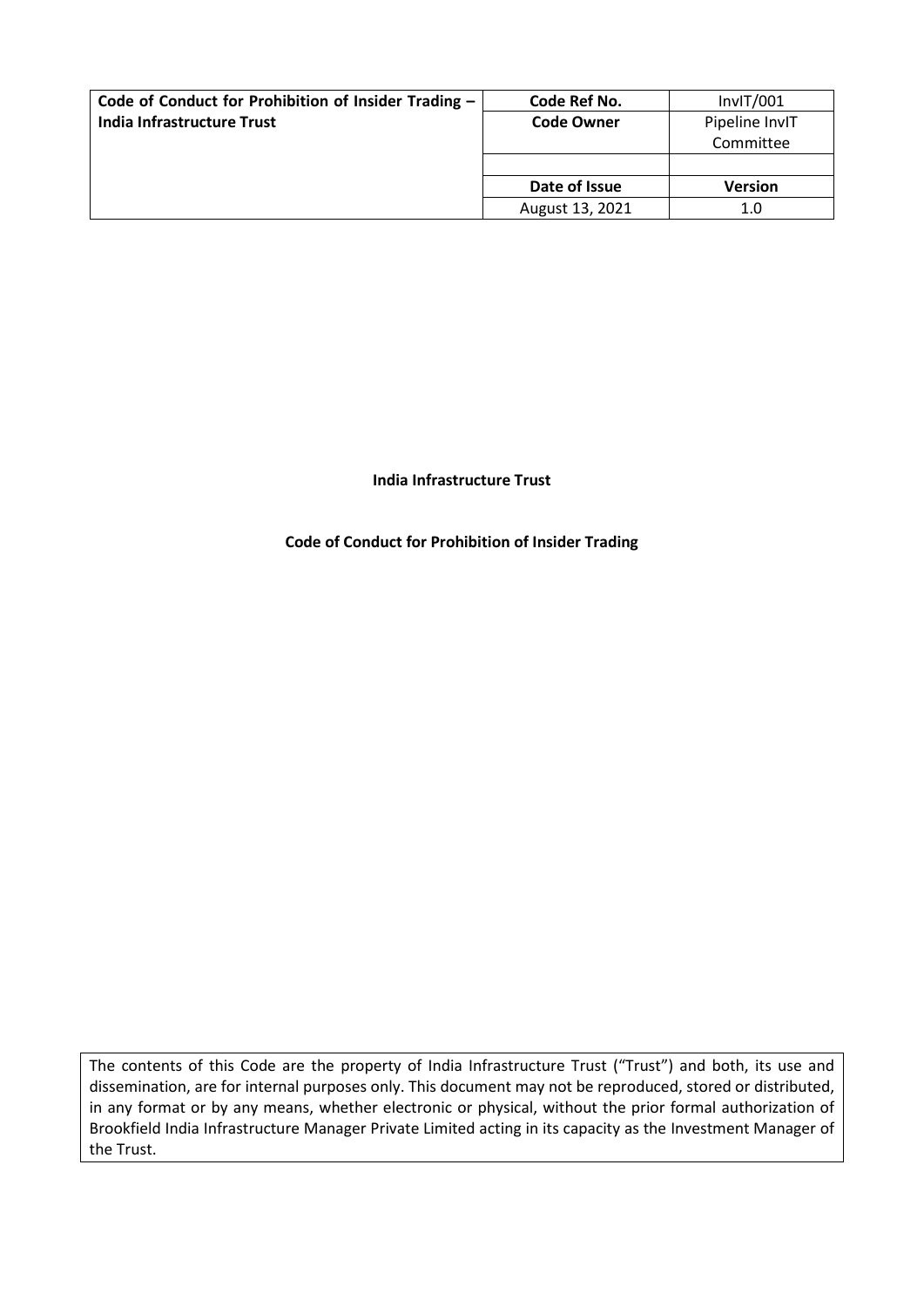| Code of Conduct for Prohibition of Insider Trading – India Infrastructure Trust | Code Ref No. | InvIT/001 |
|---|---|---|
| | **Code Owner** | Pipeline InvIT Committee |
| | | |
| | **Date of Issue** | **Version** |
| | August 13, 2021 | 1.0 |

**India Infrastructure Trust**

**Code of Conduct for Prohibition of Insider Trading**

The contents of this Code are the property of India Infrastructure Trust ("Trust") and both, its use and dissemination, are for internal purposes only. This document may not be reproduced, stored or distributed, in any format or by any means, whether electronic or physical, without the prior formal authorization of Brookfield India Infrastructure Manager Private Limited acting in its capacity as the Investment Manager of the Trust.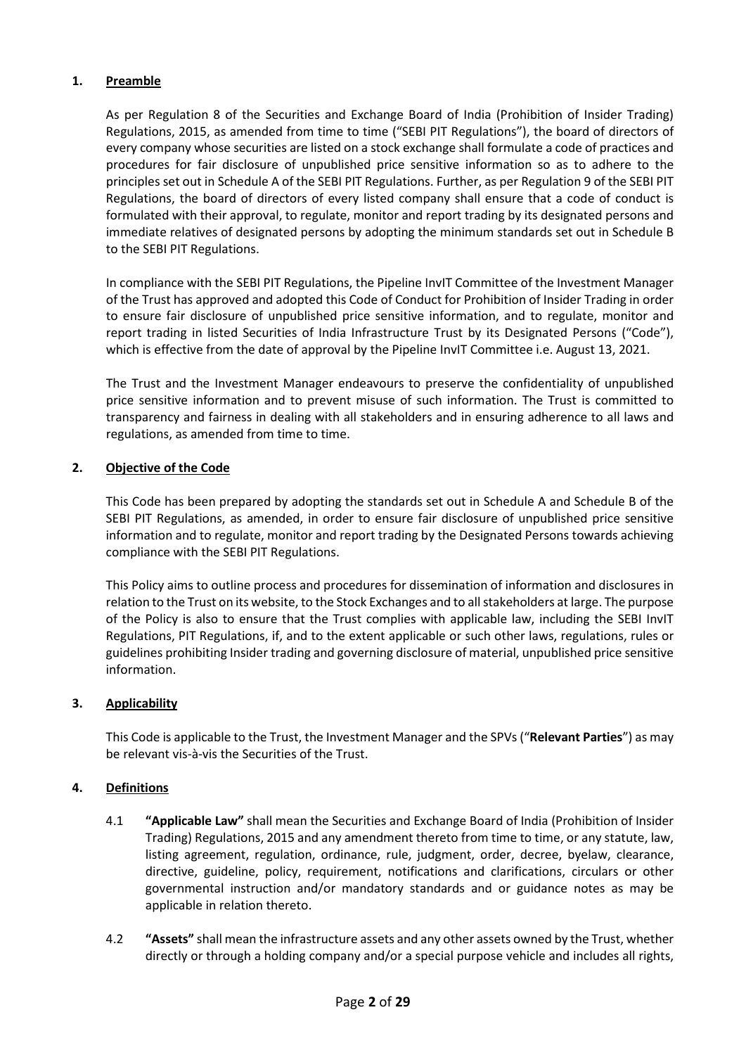## 1. Preamble

As per Regulation 8 of the Securities and Exchange Board of India (Prohibition of Insider Trading) Regulations, 2015, as amended from time to time ("SEBI PIT Regulations"), the board of directors of every company whose securities are listed on a stock exchange shall formulate a code of practices and procedures for fair disclosure of unpublished price sensitive information so as to adhere to the principles set out in Schedule A of the SEBI PIT Regulations. Further, as per Regulation 9 of the SEBI PIT Regulations, the board of directors of every listed company shall ensure that a code of conduct is formulated with their approval, to regulate, monitor and report trading by its designated persons and immediate relatives of designated persons by adopting the minimum standards set out in Schedule B to the SEBI PIT Regulations.

In compliance with the SEBI PIT Regulations, the Pipeline InvIT Committee of the Investment Manager of the Trust has approved and adopted this Code of Conduct for Prohibition of Insider Trading in order to ensure fair disclosure of unpublished price sensitive information, and to regulate, monitor and report trading in listed Securities of India Infrastructure Trust by its Designated Persons ("Code"), which is effective from the date of approval by the Pipeline InvIT Committee i.e. August 13, 2021.

The Trust and the Investment Manager endeavours to preserve the confidentiality of unpublished price sensitive information and to prevent misuse of such information. The Trust is committed to transparency and fairness in dealing with all stakeholders and in ensuring adherence to all laws and regulations, as amended from time to time.

## 2. Objective of the Code

This Code has been prepared by adopting the standards set out in Schedule A and Schedule B of the SEBI PIT Regulations, as amended, in order to ensure fair disclosure of unpublished price sensitive information and to regulate, monitor and report trading by the Designated Persons towards achieving compliance with the SEBI PIT Regulations.

This Policy aims to outline process and procedures for dissemination of information and disclosures in relation to the Trust on its website, to the Stock Exchanges and to all stakeholders at large. The purpose of the Policy is also to ensure that the Trust complies with applicable law, including the SEBI InvIT Regulations, PIT Regulations, if, and to the extent applicable or such other laws, regulations, rules or guidelines prohibiting Insider trading and governing disclosure of material, unpublished price sensitive information.

## 3. Applicability

This Code is applicable to the Trust, the Investment Manager and the SPVs ("**Relevant Parties**") as may be relevant vis-à-vis the Securities of the Trust.

## 4. Definitions

4.1 **"Applicable Law"** shall mean the Securities and Exchange Board of India (Prohibition of Insider Trading) Regulations, 2015 and any amendment thereto from time to time, or any statute, law, listing agreement, regulation, ordinance, rule, judgment, order, decree, byelaw, clearance, directive, guideline, policy, requirement, notifications and clarifications, circulars or other governmental instruction and/or mandatory standards and or guidance notes as may be applicable in relation thereto.

4.2 **"Assets"** shall mean the infrastructure assets and any other assets owned by the Trust, whether directly or through a holding company and/or a special purpose vehicle and includes all rights,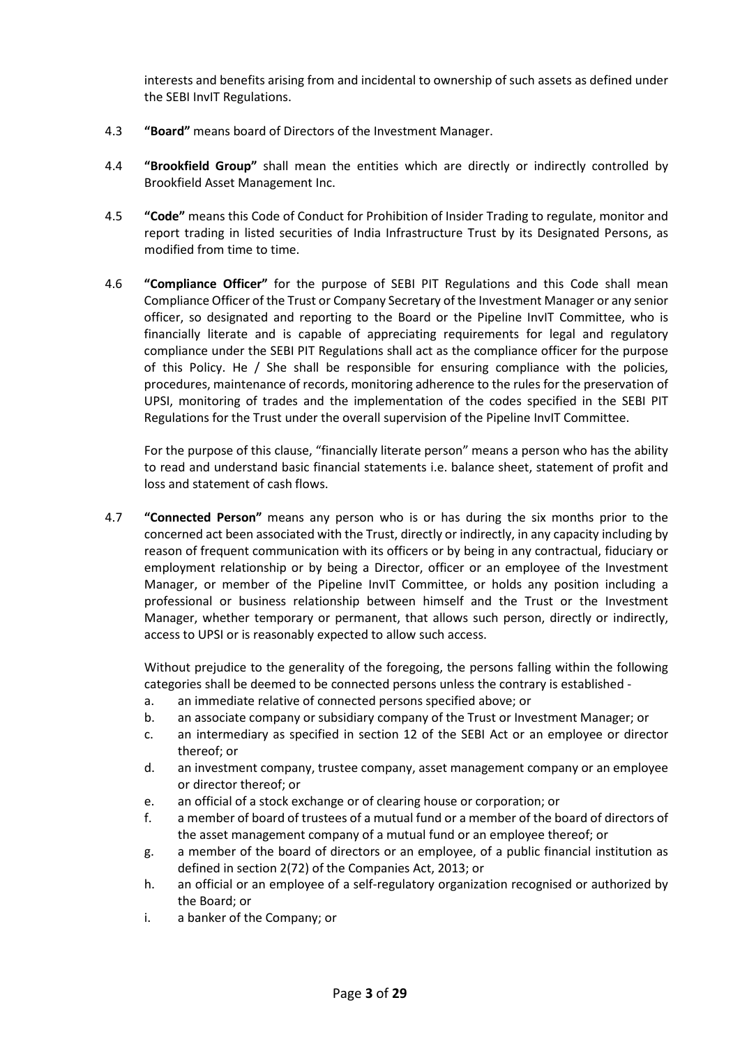interests and benefits arising from and incidental to ownership of such assets as defined under the SEBI InvIT Regulations.

4.3 **"Board"** means board of Directors of the Investment Manager.

4.4 **"Brookfield Group"** shall mean the entities which are directly or indirectly controlled by Brookfield Asset Management Inc.

4.5 **"Code"** means this Code of Conduct for Prohibition of Insider Trading to regulate, monitor and report trading in listed securities of India Infrastructure Trust by its Designated Persons, as modified from time to time.

4.6 **"Compliance Officer"** for the purpose of SEBI PIT Regulations and this Code shall mean Compliance Officer of the Trust or Company Secretary of the Investment Manager or any senior officer, so designated and reporting to the Board or the Pipeline InvIT Committee, who is financially literate and is capable of appreciating requirements for legal and regulatory compliance under the SEBI PIT Regulations shall act as the compliance officer for the purpose of this Policy. He / She shall be responsible for ensuring compliance with the policies, procedures, maintenance of records, monitoring adherence to the rules for the preservation of UPSI, monitoring of trades and the implementation of the codes specified in the SEBI PIT Regulations for the Trust under the overall supervision of the Pipeline InvIT Committee.

For the purpose of this clause, "financially literate person" means a person who has the ability to read and understand basic financial statements i.e. balance sheet, statement of profit and loss and statement of cash flows.

4.7 **"Connected Person"** means any person who is or has during the six months prior to the concerned act been associated with the Trust, directly or indirectly, in any capacity including by reason of frequent communication with its officers or by being in any contractual, fiduciary or employment relationship or by being a Director, officer or an employee of the Investment Manager, or member of the Pipeline InvIT Committee, or holds any position including a professional or business relationship between himself and the Trust or the Investment Manager, whether temporary or permanent, that allows such person, directly or indirectly, access to UPSI or is reasonably expected to allow such access.

Without prejudice to the generality of the foregoing, the persons falling within the following categories shall be deemed to be connected persons unless the contrary is established -

a. an immediate relative of connected persons specified above; or
b. an associate company or subsidiary company of the Trust or Investment Manager; or
c. an intermediary as specified in section 12 of the SEBI Act or an employee or director thereof; or
d. an investment company, trustee company, asset management company or an employee or director thereof; or
e. an official of a stock exchange or of clearing house or corporation; or
f. a member of board of trustees of a mutual fund or a member of the board of directors of the asset management company of a mutual fund or an employee thereof; or
g. a member of the board of directors or an employee, of a public financial institution as defined in section 2(72) of the Companies Act, 2013; or
h. an official or an employee of a self-regulatory organization recognised or authorized by the Board; or
i. a banker of the Company; or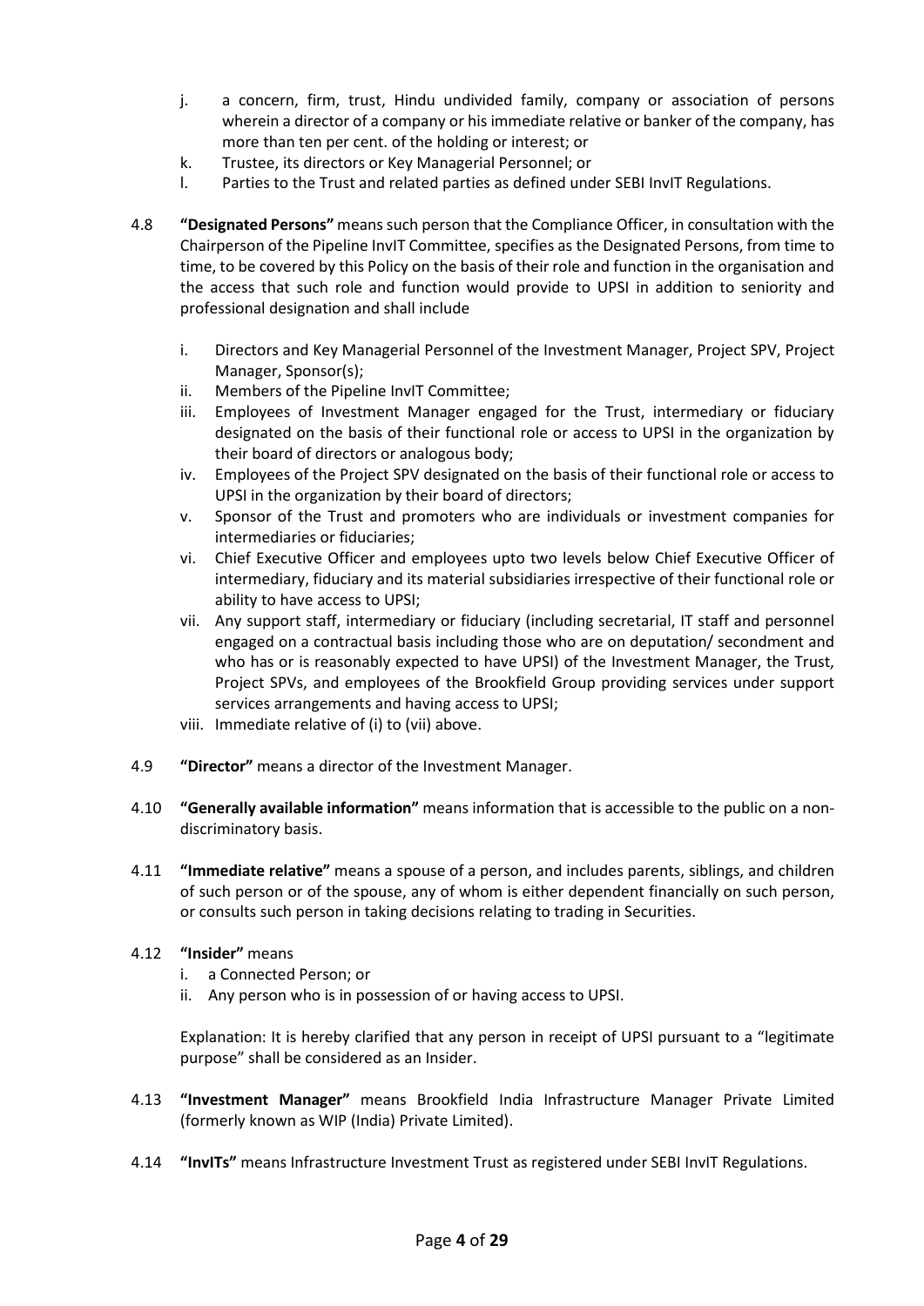j. a concern, firm, trust, Hindu undivided family, company or association of persons wherein a director of a company or his immediate relative or banker of the company, has more than ten per cent. of the holding or interest; or
k. Trustee, its directors or Key Managerial Personnel; or
l. Parties to the Trust and related parties as defined under SEBI InvIT Regulations.

4.8 **"Designated Persons"** means such person that the Compliance Officer, in consultation with the Chairperson of the Pipeline InvIT Committee, specifies as the Designated Persons, from time to time, to be covered by this Policy on the basis of their role and function in the organisation and the access that such role and function would provide to UPSI in addition to seniority and professional designation and shall include

i. Directors and Key Managerial Personnel of the Investment Manager, Project SPV, Project Manager, Sponsor(s);
ii. Members of the Pipeline InvIT Committee;
iii. Employees of Investment Manager engaged for the Trust, intermediary or fiduciary designated on the basis of their functional role or access to UPSI in the organization by their board of directors or analogous body;
iv. Employees of the Project SPV designated on the basis of their functional role or access to UPSI in the organization by their board of directors;
v. Sponsor of the Trust and promoters who are individuals or investment companies for intermediaries or fiduciaries;
vi. Chief Executive Officer and employees upto two levels below Chief Executive Officer of intermediary, fiduciary and its material subsidiaries irrespective of their functional role or ability to have access to UPSI;
vii. Any support staff, intermediary or fiduciary (including secretarial, IT staff and personnel engaged on a contractual basis including those who are on deputation/ secondment and who has or is reasonably expected to have UPSI) of the Investment Manager, the Trust, Project SPVs, and employees of the Brookfield Group providing services under support services arrangements and having access to UPSI;
viii. Immediate relative of (i) to (vii) above.

4.9 **"Director"** means a director of the Investment Manager.

4.10 **"Generally available information"** means information that is accessible to the public on a non-discriminatory basis.

4.11 **"Immediate relative"** means a spouse of a person, and includes parents, siblings, and children of such person or of the spouse, any of whom is either dependent financially on such person, or consults such person in taking decisions relating to trading in Securities.

4.12 **"Insider"** means

i. a Connected Person; or
ii. Any person who is in possession of or having access to UPSI.

Explanation: It is hereby clarified that any person in receipt of UPSI pursuant to a "legitimate purpose" shall be considered as an Insider.

4.13 **"Investment Manager"** means Brookfield India Infrastructure Manager Private Limited (formerly known as WIP (India) Private Limited).

4.14 **"InvITs"** means Infrastructure Investment Trust as registered under SEBI InvIT Regulations.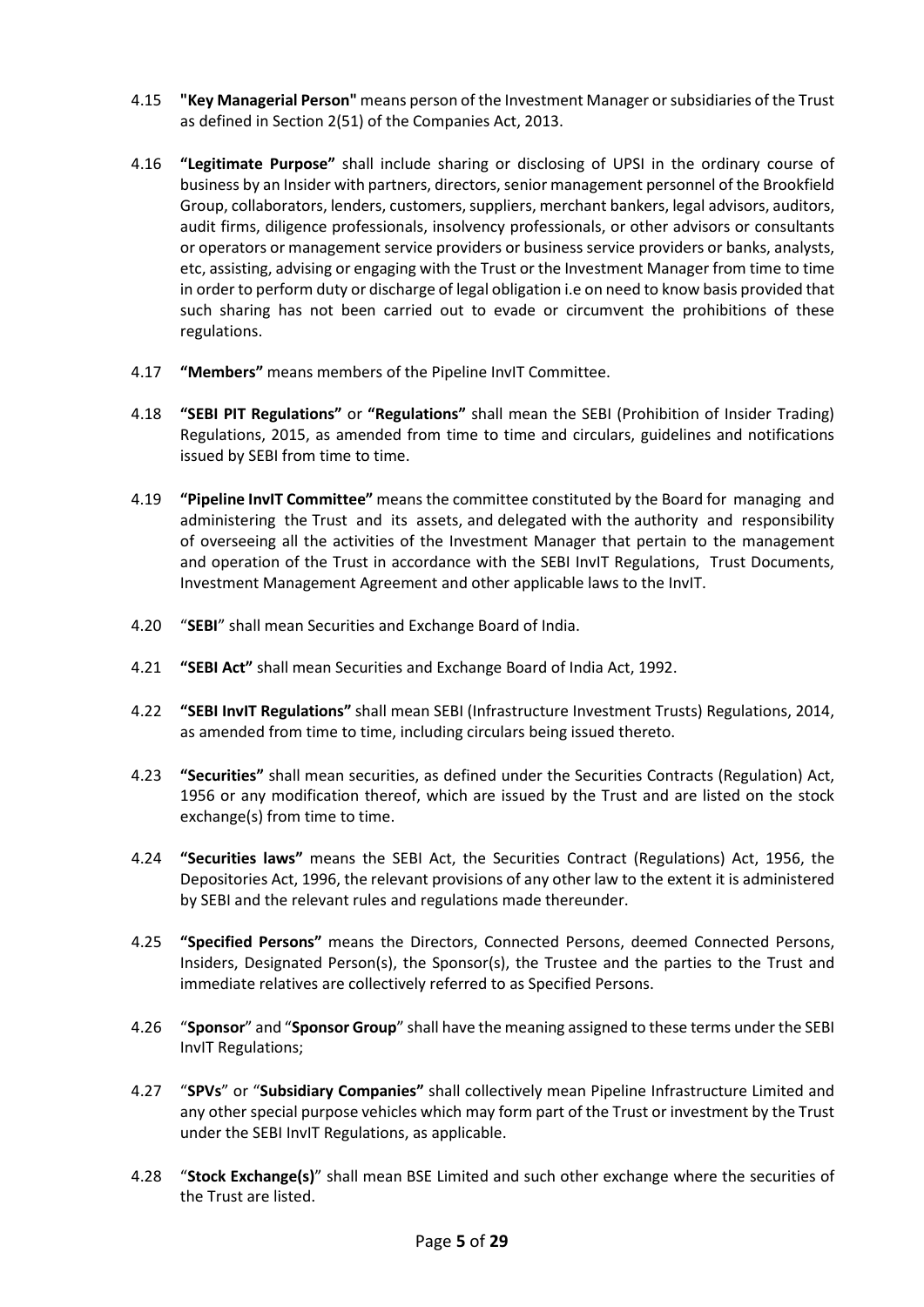4.15 **"Key Managerial Person"** means person of the Investment Manager or subsidiaries of the Trust as defined in Section 2(51) of the Companies Act, 2013.

4.16 **"Legitimate Purpose"** shall include sharing or disclosing of UPSI in the ordinary course of business by an Insider with partners, directors, senior management personnel of the Brookfield Group, collaborators, lenders, customers, suppliers, merchant bankers, legal advisors, auditors, audit firms, diligence professionals, insolvency professionals, or other advisors or consultants or operators or management service providers or business service providers or banks, analysts, etc, assisting, advising or engaging with the Trust or the Investment Manager from time to time in order to perform duty or discharge of legal obligation i.e on need to know basis provided that such sharing has not been carried out to evade or circumvent the prohibitions of these regulations.

4.17 **"Members"** means members of the Pipeline InvIT Committee.

4.18 **"SEBI PIT Regulations"** or **"Regulations"** shall mean the SEBI (Prohibition of Insider Trading) Regulations, 2015, as amended from time to time and circulars, guidelines and notifications issued by SEBI from time to time.

4.19 **"Pipeline InvIT Committee"** means the committee constituted by the Board for managing and administering the Trust and its assets, and delegated with the authority and responsibility of overseeing all the activities of the Investment Manager that pertain to the management and operation of the Trust in accordance with the SEBI InvIT Regulations, Trust Documents, Investment Management Agreement and other applicable laws to the InvIT.

4.20 "**SEBI**" shall mean Securities and Exchange Board of India.

4.21 **"SEBI Act"** shall mean Securities and Exchange Board of India Act, 1992.

4.22 **"SEBI InvIT Regulations"** shall mean SEBI (Infrastructure Investment Trusts) Regulations, 2014, as amended from time to time, including circulars being issued thereto.

4.23 **"Securities"** shall mean securities, as defined under the Securities Contracts (Regulation) Act, 1956 or any modification thereof, which are issued by the Trust and are listed on the stock exchange(s) from time to time.

4.24 **"Securities laws"** means the SEBI Act, the Securities Contract (Regulations) Act, 1956, the Depositories Act, 1996, the relevant provisions of any other law to the extent it is administered by SEBI and the relevant rules and regulations made thereunder.

4.25 **"Specified Persons"** means the Directors, Connected Persons, deemed Connected Persons, Insiders, Designated Person(s), the Sponsor(s), the Trustee and the parties to the Trust and immediate relatives are collectively referred to as Specified Persons.

4.26 "**Sponsor**" and "**Sponsor Group**" shall have the meaning assigned to these terms under the SEBI InvIT Regulations;

4.27 "**SPVs**" or "**Subsidiary Companies"** shall collectively mean Pipeline Infrastructure Limited and any other special purpose vehicles which may form part of the Trust or investment by the Trust under the SEBI InvIT Regulations, as applicable.

4.28 "**Stock Exchange(s)**" shall mean BSE Limited and such other exchange where the securities of the Trust are listed.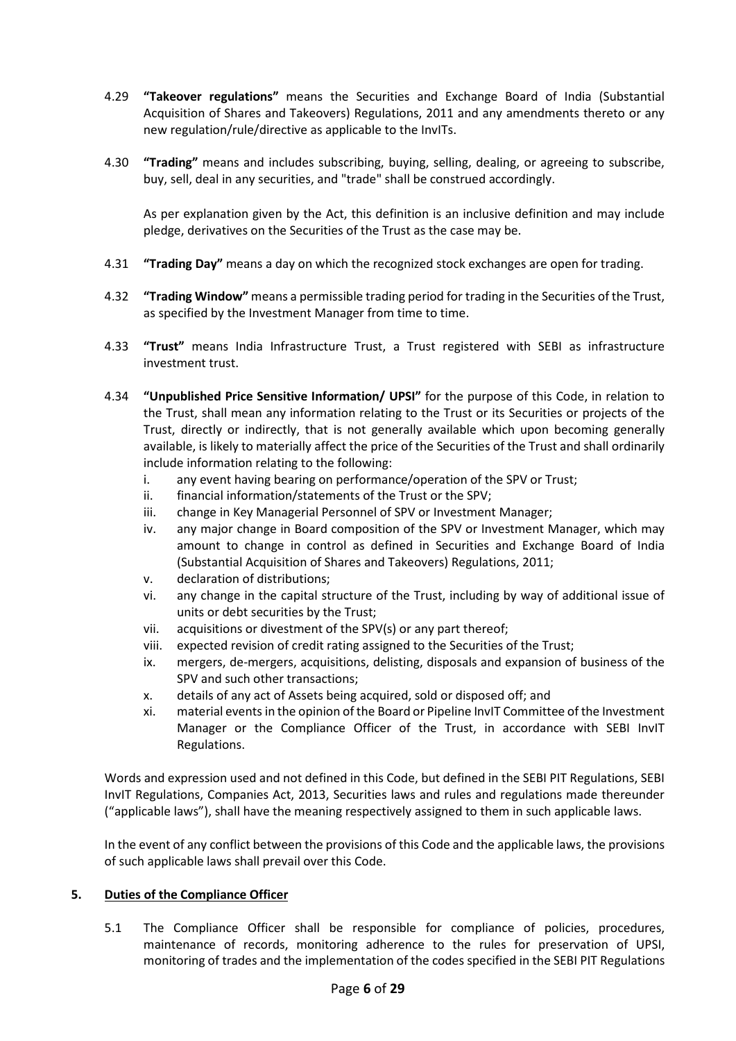4.29 **"Takeover regulations"** means the Securities and Exchange Board of India (Substantial Acquisition of Shares and Takeovers) Regulations, 2011 and any amendments thereto or any new regulation/rule/directive as applicable to the InvITs.

4.30 **"Trading"** means and includes subscribing, buying, selling, dealing, or agreeing to subscribe, buy, sell, deal in any securities, and "trade" shall be construed accordingly.

As per explanation given by the Act, this definition is an inclusive definition and may include pledge, derivatives on the Securities of the Trust as the case may be.

4.31 **"Trading Day"** means a day on which the recognized stock exchanges are open for trading.

4.32 **"Trading Window"** means a permissible trading period for trading in the Securities of the Trust, as specified by the Investment Manager from time to time.

4.33 **"Trust"** means India Infrastructure Trust, a Trust registered with SEBI as infrastructure investment trust.

4.34 **"Unpublished Price Sensitive Information/ UPSI"** for the purpose of this Code, in relation to the Trust, shall mean any information relating to the Trust or its Securities or projects of the Trust, directly or indirectly, that is not generally available which upon becoming generally available, is likely to materially affect the price of the Securities of the Trust and shall ordinarily include information relating to the following:

i. any event having bearing on performance/operation of the SPV or Trust;
ii. financial information/statements of the Trust or the SPV;
iii. change in Key Managerial Personnel of SPV or Investment Manager;
iv. any major change in Board composition of the SPV or Investment Manager, which may amount to change in control as defined in Securities and Exchange Board of India (Substantial Acquisition of Shares and Takeovers) Regulations, 2011;
v. declaration of distributions;
vi. any change in the capital structure of the Trust, including by way of additional issue of units or debt securities by the Trust;
vii. acquisitions or divestment of the SPV(s) or any part thereof;
viii. expected revision of credit rating assigned to the Securities of the Trust;
ix. mergers, de-mergers, acquisitions, delisting, disposals and expansion of business of the SPV and such other transactions;
x. details of any act of Assets being acquired, sold or disposed off; and
xi. material events in the opinion of the Board or Pipeline InvIT Committee of the Investment Manager or the Compliance Officer of the Trust, in accordance with SEBI InvIT Regulations.

Words and expression used and not defined in this Code, but defined in the SEBI PIT Regulations, SEBI InvIT Regulations, Companies Act, 2013, Securities laws and rules and regulations made thereunder ("applicable laws"), shall have the meaning respectively assigned to them in such applicable laws.

In the event of any conflict between the provisions of this Code and the applicable laws, the provisions of such applicable laws shall prevail over this Code.

## 5. Duties of the Compliance Officer

5.1 The Compliance Officer shall be responsible for compliance of policies, procedures, maintenance of records, monitoring adherence to the rules for preservation of UPSI, monitoring of trades and the implementation of the codes specified in the SEBI PIT Regulations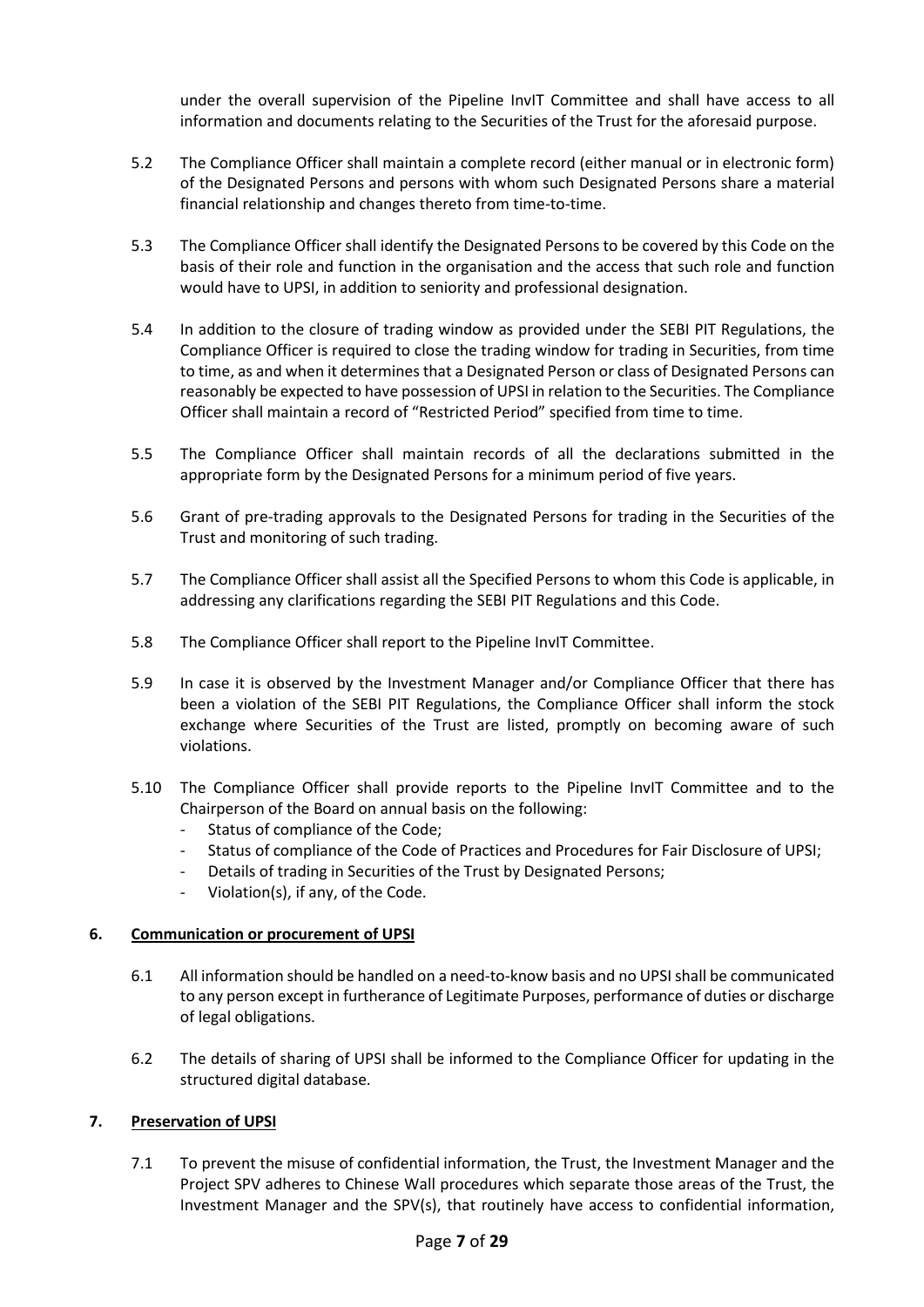under the overall supervision of the Pipeline InvIT Committee and shall have access to all information and documents relating to the Securities of the Trust for the aforesaid purpose.

5.2 The Compliance Officer shall maintain a complete record (either manual or in electronic form) of the Designated Persons and persons with whom such Designated Persons share a material financial relationship and changes thereto from time-to-time.

5.3 The Compliance Officer shall identify the Designated Persons to be covered by this Code on the basis of their role and function in the organisation and the access that such role and function would have to UPSI, in addition to seniority and professional designation.

5.4 In addition to the closure of trading window as provided under the SEBI PIT Regulations, the Compliance Officer is required to close the trading window for trading in Securities, from time to time, as and when it determines that a Designated Person or class of Designated Persons can reasonably be expected to have possession of UPSI in relation to the Securities. The Compliance Officer shall maintain a record of "Restricted Period" specified from time to time.

5.5 The Compliance Officer shall maintain records of all the declarations submitted in the appropriate form by the Designated Persons for a minimum period of five years.

5.6 Grant of pre-trading approvals to the Designated Persons for trading in the Securities of the Trust and monitoring of such trading.

5.7 The Compliance Officer shall assist all the Specified Persons to whom this Code is applicable, in addressing any clarifications regarding the SEBI PIT Regulations and this Code.

5.8 The Compliance Officer shall report to the Pipeline InvIT Committee.

5.9 In case it is observed by the Investment Manager and/or Compliance Officer that there has been a violation of the SEBI PIT Regulations, the Compliance Officer shall inform the stock exchange where Securities of the Trust are listed, promptly on becoming aware of such violations.

5.10 The Compliance Officer shall provide reports to the Pipeline InvIT Committee and to the Chairperson of the Board on annual basis on the following:

- Status of compliance of the Code;
- Status of compliance of the Code of Practices and Procedures for Fair Disclosure of UPSI;
- Details of trading in Securities of the Trust by Designated Persons;
- Violation(s), if any, of the Code.

## 6. Communication or procurement of UPSI

6.1 All information should be handled on a need-to-know basis and no UPSI shall be communicated to any person except in furtherance of Legitimate Purposes, performance of duties or discharge of legal obligations.

6.2 The details of sharing of UPSI shall be informed to the Compliance Officer for updating in the structured digital database.

## 7. Preservation of UPSI

7.1 To prevent the misuse of confidential information, the Trust, the Investment Manager and the Project SPV adheres to Chinese Wall procedures which separate those areas of the Trust, the Investment Manager and the SPV(s), that routinely have access to confidential information,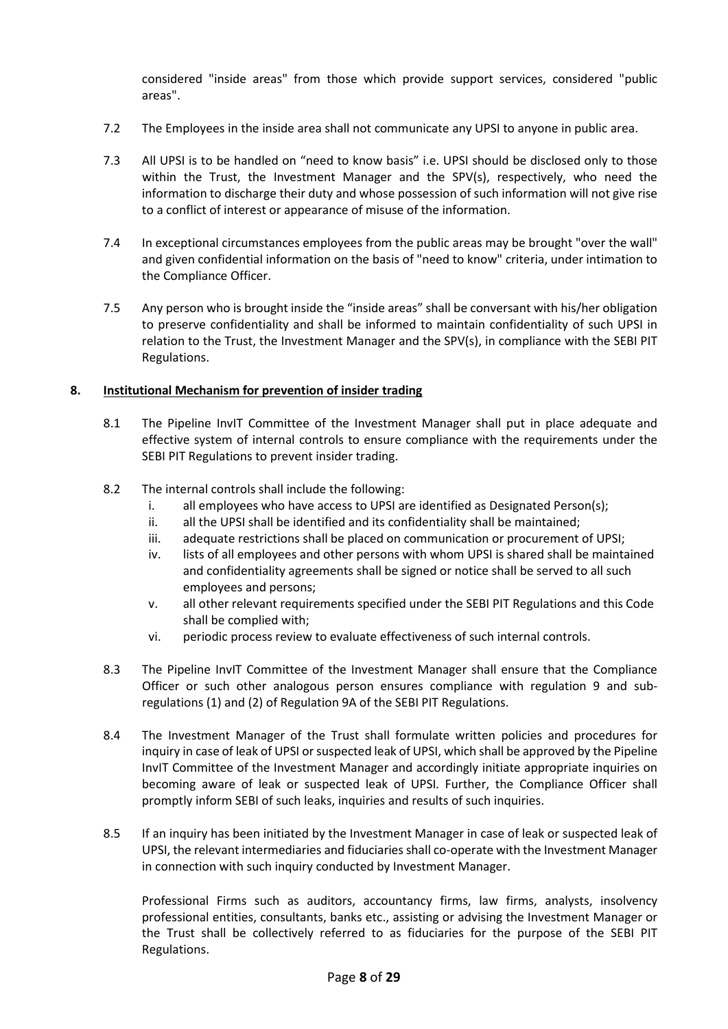considered "inside areas" from those which provide support services, considered "public areas".

7.2 The Employees in the inside area shall not communicate any UPSI to anyone in public area.

7.3 All UPSI is to be handled on "need to know basis" i.e. UPSI should be disclosed only to those within the Trust, the Investment Manager and the SPV(s), respectively, who need the information to discharge their duty and whose possession of such information will not give rise to a conflict of interest or appearance of misuse of the information.

7.4 In exceptional circumstances employees from the public areas may be brought "over the wall" and given confidential information on the basis of "need to know" criteria, under intimation to the Compliance Officer.

7.5 Any person who is brought inside the "inside areas" shall be conversant with his/her obligation to preserve confidentiality and shall be informed to maintain confidentiality of such UPSI in relation to the Trust, the Investment Manager and the SPV(s), in compliance with the SEBI PIT Regulations.

## 8. Institutional Mechanism for prevention of insider trading

8.1 The Pipeline InvIT Committee of the Investment Manager shall put in place adequate and effective system of internal controls to ensure compliance with the requirements under the SEBI PIT Regulations to prevent insider trading.

8.2 The internal controls shall include the following:

i. all employees who have access to UPSI are identified as Designated Person(s);
ii. all the UPSI shall be identified and its confidentiality shall be maintained;
iii. adequate restrictions shall be placed on communication or procurement of UPSI;
iv. lists of all employees and other persons with whom UPSI is shared shall be maintained and confidentiality agreements shall be signed or notice shall be served to all such employees and persons;
v. all other relevant requirements specified under the SEBI PIT Regulations and this Code shall be complied with;
vi. periodic process review to evaluate effectiveness of such internal controls.

8.3 The Pipeline InvIT Committee of the Investment Manager shall ensure that the Compliance Officer or such other analogous person ensures compliance with regulation 9 and sub-regulations (1) and (2) of Regulation 9A of the SEBI PIT Regulations.

8.4 The Investment Manager of the Trust shall formulate written policies and procedures for inquiry in case of leak of UPSI or suspected leak of UPSI, which shall be approved by the Pipeline InvIT Committee of the Investment Manager and accordingly initiate appropriate inquiries on becoming aware of leak or suspected leak of UPSI. Further, the Compliance Officer shall promptly inform SEBI of such leaks, inquiries and results of such inquiries.

8.5 If an inquiry has been initiated by the Investment Manager in case of leak or suspected leak of UPSI, the relevant intermediaries and fiduciaries shall co-operate with the Investment Manager in connection with such inquiry conducted by Investment Manager.

Professional Firms such as auditors, accountancy firms, law firms, analysts, insolvency professional entities, consultants, banks etc., assisting or advising the Investment Manager or the Trust shall be collectively referred to as fiduciaries for the purpose of the SEBI PIT Regulations.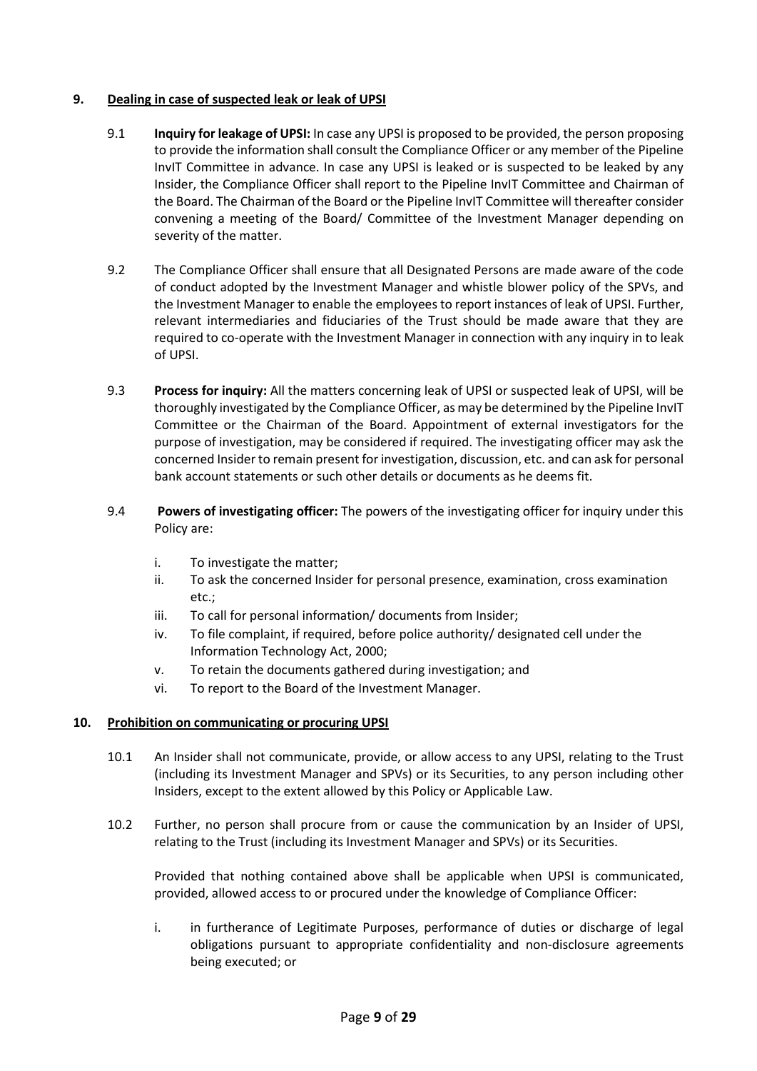## 9. Dealing in case of suspected leak or leak of UPSI

9.1 **Inquiry for leakage of UPSI:** In case any UPSI is proposed to be provided, the person proposing to provide the information shall consult the Compliance Officer or any member of the Pipeline InvIT Committee in advance. In case any UPSI is leaked or is suspected to be leaked by any Insider, the Compliance Officer shall report to the Pipeline InvIT Committee and Chairman of the Board. The Chairman of the Board or the Pipeline InvIT Committee will thereafter consider convening a meeting of the Board/ Committee of the Investment Manager depending on severity of the matter.

9.2 The Compliance Officer shall ensure that all Designated Persons are made aware of the code of conduct adopted by the Investment Manager and whistle blower policy of the SPVs, and the Investment Manager to enable the employees to report instances of leak of UPSI. Further, relevant intermediaries and fiduciaries of the Trust should be made aware that they are required to co-operate with the Investment Manager in connection with any inquiry in to leak of UPSI.

9.3 **Process for inquiry:** All the matters concerning leak of UPSI or suspected leak of UPSI, will be thoroughly investigated by the Compliance Officer, as may be determined by the Pipeline InvIT Committee or the Chairman of the Board. Appointment of external investigators for the purpose of investigation, may be considered if required. The investigating officer may ask the concerned Insider to remain present for investigation, discussion, etc. and can ask for personal bank account statements or such other details or documents as he deems fit.

9.4 **Powers of investigating officer:** The powers of the investigating officer for inquiry under this Policy are:

i. To investigate the matter;
ii. To ask the concerned Insider for personal presence, examination, cross examination etc.;
iii. To call for personal information/ documents from Insider;
iv. To file complaint, if required, before police authority/ designated cell under the Information Technology Act, 2000;
v. To retain the documents gathered during investigation; and
vi. To report to the Board of the Investment Manager.

## 10. Prohibition on communicating or procuring UPSI

10.1 An Insider shall not communicate, provide, or allow access to any UPSI, relating to the Trust (including its Investment Manager and SPVs) or its Securities, to any person including other Insiders, except to the extent allowed by this Policy or Applicable Law.

10.2 Further, no person shall procure from or cause the communication by an Insider of UPSI, relating to the Trust (including its Investment Manager and SPVs) or its Securities.

Provided that nothing contained above shall be applicable when UPSI is communicated, provided, allowed access to or procured under the knowledge of Compliance Officer:

i. in furtherance of Legitimate Purposes, performance of duties or discharge of legal obligations pursuant to appropriate confidentiality and non-disclosure agreements being executed; or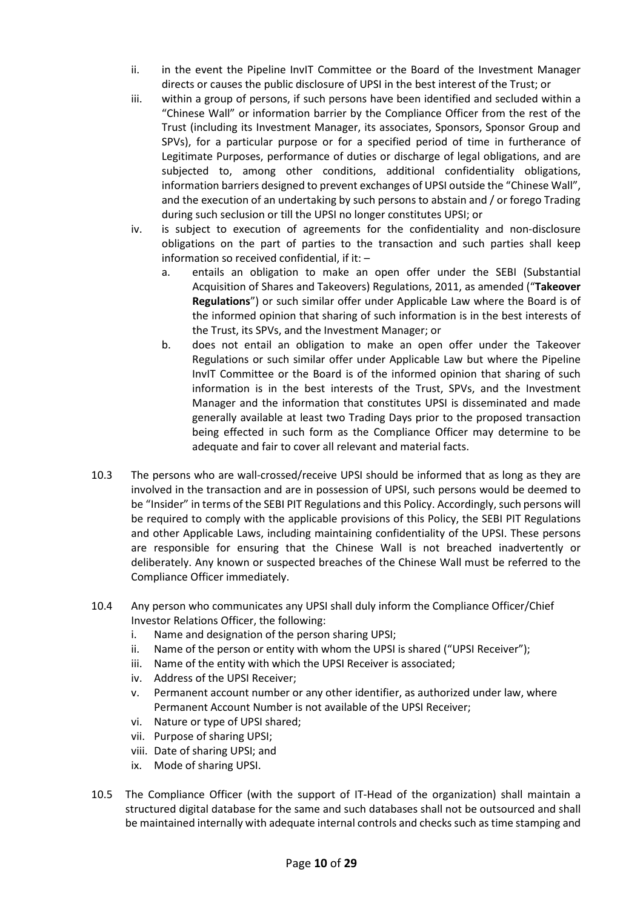ii. in the event the Pipeline InvIT Committee or the Board of the Investment Manager directs or causes the public disclosure of UPSI in the best interest of the Trust; or

iii. within a group of persons, if such persons have been identified and secluded within a "Chinese Wall" or information barrier by the Compliance Officer from the rest of the Trust (including its Investment Manager, its associates, Sponsors, Sponsor Group and SPVs), for a particular purpose or for a specified period of time in furtherance of Legitimate Purposes, performance of duties or discharge of legal obligations, and are subjected to, among other conditions, additional confidentiality obligations, information barriers designed to prevent exchanges of UPSI outside the "Chinese Wall", and the execution of an undertaking by such persons to abstain and / or forego Trading during such seclusion or till the UPSI no longer constitutes UPSI; or

iv. is subject to execution of agreements for the confidentiality and non-disclosure obligations on the part of parties to the transaction and such parties shall keep information so received confidential, if it: –

   a. entails an obligation to make an open offer under the SEBI (Substantial Acquisition of Shares and Takeovers) Regulations, 2011, as amended ("**Takeover Regulations**") or such similar offer under Applicable Law where the Board is of the informed opinion that sharing of such information is in the best interests of the Trust, its SPVs, and the Investment Manager; or

   b. does not entail an obligation to make an open offer under the Takeover Regulations or such similar offer under Applicable Law but where the Pipeline InvIT Committee or the Board is of the informed opinion that sharing of such information is in the best interests of the Trust, SPVs, and the Investment Manager and the information that constitutes UPSI is disseminated and made generally available at least two Trading Days prior to the proposed transaction being effected in such form as the Compliance Officer may determine to be adequate and fair to cover all relevant and material facts.

10.3 The persons who are wall-crossed/receive UPSI should be informed that as long as they are involved in the transaction and are in possession of UPSI, such persons would be deemed to be "Insider" in terms of the SEBI PIT Regulations and this Policy. Accordingly, such persons will be required to comply with the applicable provisions of this Policy, the SEBI PIT Regulations and other Applicable Laws, including maintaining confidentiality of the UPSI. These persons are responsible for ensuring that the Chinese Wall is not breached inadvertently or deliberately. Any known or suspected breaches of the Chinese Wall must be referred to the Compliance Officer immediately.

10.4 Any person who communicates any UPSI shall duly inform the Compliance Officer/Chief Investor Relations Officer, the following:

i. Name and designation of the person sharing UPSI;
ii. Name of the person or entity with whom the UPSI is shared ("UPSI Receiver");
iii. Name of the entity with which the UPSI Receiver is associated;
iv. Address of the UPSI Receiver;
v. Permanent account number or any other identifier, as authorized under law, where Permanent Account Number is not available of the UPSI Receiver;
vi. Nature or type of UPSI shared;
vii. Purpose of sharing UPSI;
viii. Date of sharing UPSI; and
ix. Mode of sharing UPSI.

10.5 The Compliance Officer (with the support of IT-Head of the organization) shall maintain a structured digital database for the same and such databases shall not be outsourced and shall be maintained internally with adequate internal controls and checks such as time stamping and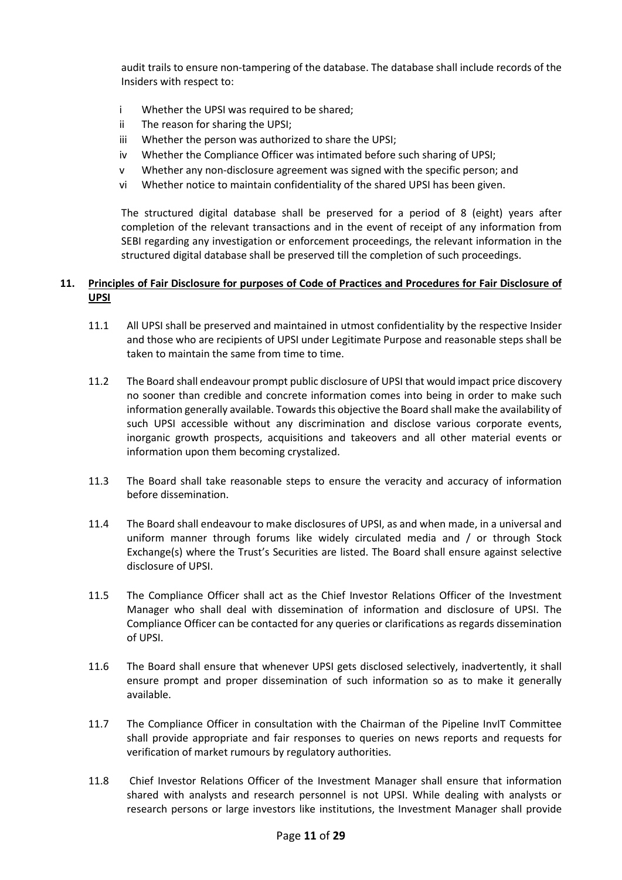audit trails to ensure non-tampering of the database. The database shall include records of the Insiders with respect to:

i Whether the UPSI was required to be shared;
ii The reason for sharing the UPSI;
iii Whether the person was authorized to share the UPSI;
iv Whether the Compliance Officer was intimated before such sharing of UPSI;
v Whether any non-disclosure agreement was signed with the specific person; and
vi Whether notice to maintain confidentiality of the shared UPSI has been given.

The structured digital database shall be preserved for a period of 8 (eight) years after completion of the relevant transactions and in the event of receipt of any information from SEBI regarding any investigation or enforcement proceedings, the relevant information in the structured digital database shall be preserved till the completion of such proceedings.

**11. <u>Principles of Fair Disclosure for purposes of Code of Practices and Procedures for Fair Disclosure of UPSI</u>**

11.1 All UPSI shall be preserved and maintained in utmost confidentiality by the respective Insider and those who are recipients of UPSI under Legitimate Purpose and reasonable steps shall be taken to maintain the same from time to time.

11.2 The Board shall endeavour prompt public disclosure of UPSI that would impact price discovery no sooner than credible and concrete information comes into being in order to make such information generally available. Towards this objective the Board shall make the availability of such UPSI accessible without any discrimination and disclose various corporate events, inorganic growth prospects, acquisitions and takeovers and all other material events or information upon them becoming crystalized.

11.3 The Board shall take reasonable steps to ensure the veracity and accuracy of information before dissemination.

11.4 The Board shall endeavour to make disclosures of UPSI, as and when made, in a universal and uniform manner through forums like widely circulated media and / or through Stock Exchange(s) where the Trust's Securities are listed. The Board shall ensure against selective disclosure of UPSI.

11.5 The Compliance Officer shall act as the Chief Investor Relations Officer of the Investment Manager who shall deal with dissemination of information and disclosure of UPSI. The Compliance Officer can be contacted for any queries or clarifications as regards dissemination of UPSI.

11.6 The Board shall ensure that whenever UPSI gets disclosed selectively, inadvertently, it shall ensure prompt and proper dissemination of such information so as to make it generally available.

11.7 The Compliance Officer in consultation with the Chairman of the Pipeline InvIT Committee shall provide appropriate and fair responses to queries on news reports and requests for verification of market rumours by regulatory authorities.

11.8 Chief Investor Relations Officer of the Investment Manager shall ensure that information shared with analysts and research personnel is not UPSI. While dealing with analysts or research persons or large investors like institutions, the Investment Manager shall provide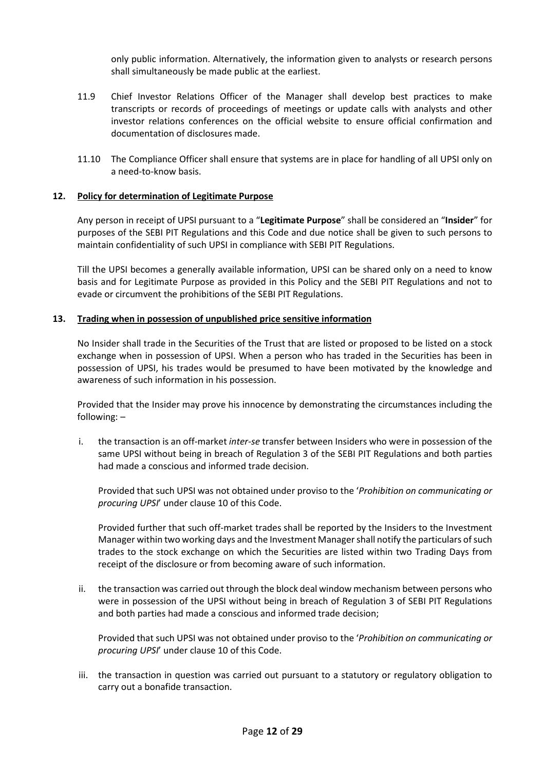only public information. Alternatively, the information given to analysts or research persons shall simultaneously be made public at the earliest.

11.9 Chief Investor Relations Officer of the Manager shall develop best practices to make transcripts or records of proceedings of meetings or update calls with analysts and other investor relations conferences on the official website to ensure official confirmation and documentation of disclosures made.

11.10 The Compliance Officer shall ensure that systems are in place for handling of all UPSI only on a need-to-know basis.

## 12. Policy for determination of Legitimate Purpose

Any person in receipt of UPSI pursuant to a "**Legitimate Purpose**" shall be considered an "**Insider**" for purposes of the SEBI PIT Regulations and this Code and due notice shall be given to such persons to maintain confidentiality of such UPSI in compliance with SEBI PIT Regulations.

Till the UPSI becomes a generally available information, UPSI can be shared only on a need to know basis and for Legitimate Purpose as provided in this Policy and the SEBI PIT Regulations and not to evade or circumvent the prohibitions of the SEBI PIT Regulations.

## 13. Trading when in possession of unpublished price sensitive information

No Insider shall trade in the Securities of the Trust that are listed or proposed to be listed on a stock exchange when in possession of UPSI. When a person who has traded in the Securities has been in possession of UPSI, his trades would be presumed to have been motivated by the knowledge and awareness of such information in his possession.

Provided that the Insider may prove his innocence by demonstrating the circumstances including the following: –

i. the transaction is an off-market *inter-se* transfer between Insiders who were in possession of the same UPSI without being in breach of Regulation 3 of the SEBI PIT Regulations and both parties had made a conscious and informed trade decision.

   Provided that such UPSI was not obtained under proviso to the '*Prohibition on communicating or procuring UPSI*' under clause 10 of this Code.

   Provided further that such off-market trades shall be reported by the Insiders to the Investment Manager within two working days and the Investment Manager shall notify the particulars of such trades to the stock exchange on which the Securities are listed within two Trading Days from receipt of the disclosure or from becoming aware of such information.

ii. the transaction was carried out through the block deal window mechanism between persons who were in possession of the UPSI without being in breach of Regulation 3 of SEBI PIT Regulations and both parties had made a conscious and informed trade decision;

   Provided that such UPSI was not obtained under proviso to the '*Prohibition on communicating or procuring UPSI*' under clause 10 of this Code.

iii. the transaction in question was carried out pursuant to a statutory or regulatory obligation to carry out a bonafide transaction.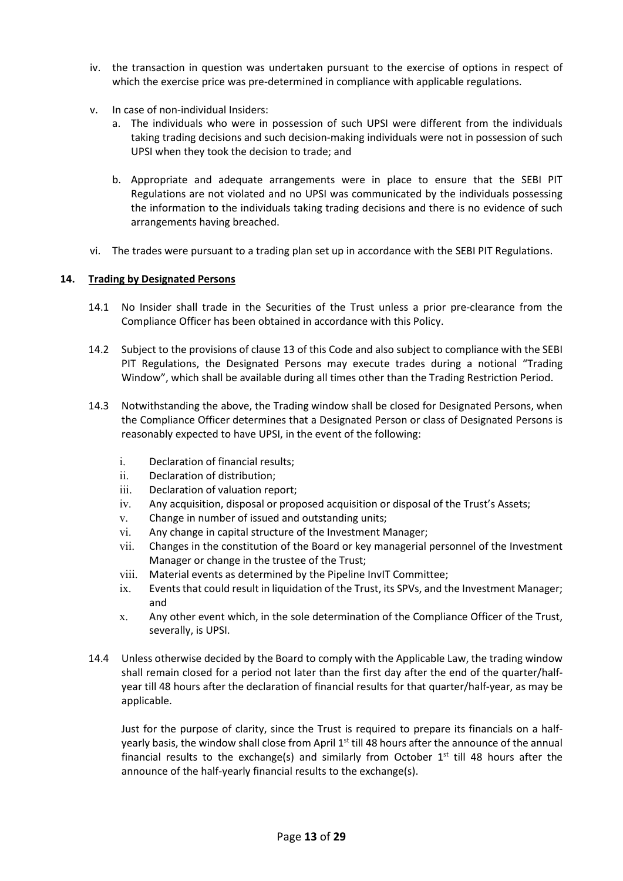iv. the transaction in question was undertaken pursuant to the exercise of options in respect of which the exercise price was pre-determined in compliance with applicable regulations.

v. In case of non-individual Insiders:

   a. The individuals who were in possession of such UPSI were different from the individuals taking trading decisions and such decision-making individuals were not in possession of such UPSI when they took the decision to trade; and

   b. Appropriate and adequate arrangements were in place to ensure that the SEBI PIT Regulations are not violated and no UPSI was communicated by the individuals possessing the information to the individuals taking trading decisions and there is no evidence of such arrangements having breached.

vi. The trades were pursuant to a trading plan set up in accordance with the SEBI PIT Regulations.

**14. Trading by Designated Persons**

14.1 No Insider shall trade in the Securities of the Trust unless a prior pre-clearance from the Compliance Officer has been obtained in accordance with this Policy.

14.2 Subject to the provisions of clause 13 of this Code and also subject to compliance with the SEBI PIT Regulations, the Designated Persons may execute trades during a notional "Trading Window", which shall be available during all times other than the Trading Restriction Period.

14.3 Notwithstanding the above, the Trading window shall be closed for Designated Persons, when the Compliance Officer determines that a Designated Person or class of Designated Persons is reasonably expected to have UPSI, in the event of the following:

i. Declaration of financial results;
ii. Declaration of distribution;
iii. Declaration of valuation report;
iv. Any acquisition, disposal or proposed acquisition or disposal of the Trust's Assets;
v. Change in number of issued and outstanding units;
vi. Any change in capital structure of the Investment Manager;
vii. Changes in the constitution of the Board or key managerial personnel of the Investment Manager or change in the trustee of the Trust;
viii. Material events as determined by the Pipeline InvIT Committee;
ix. Events that could result in liquidation of the Trust, its SPVs, and the Investment Manager; and
x. Any other event which, in the sole determination of the Compliance Officer of the Trust, severally, is UPSI.

14.4 Unless otherwise decided by the Board to comply with the Applicable Law, the trading window shall remain closed for a period not later than the first day after the end of the quarter/half-year till 48 hours after the declaration of financial results for that quarter/half-year, as may be applicable.

Just for the purpose of clarity, since the Trust is required to prepare its financials on a half-yearly basis, the window shall close from April 1st till 48 hours after the announce of the annual financial results to the exchange(s) and similarly from October 1st till 48 hours after the announce of the half-yearly financial results to the exchange(s).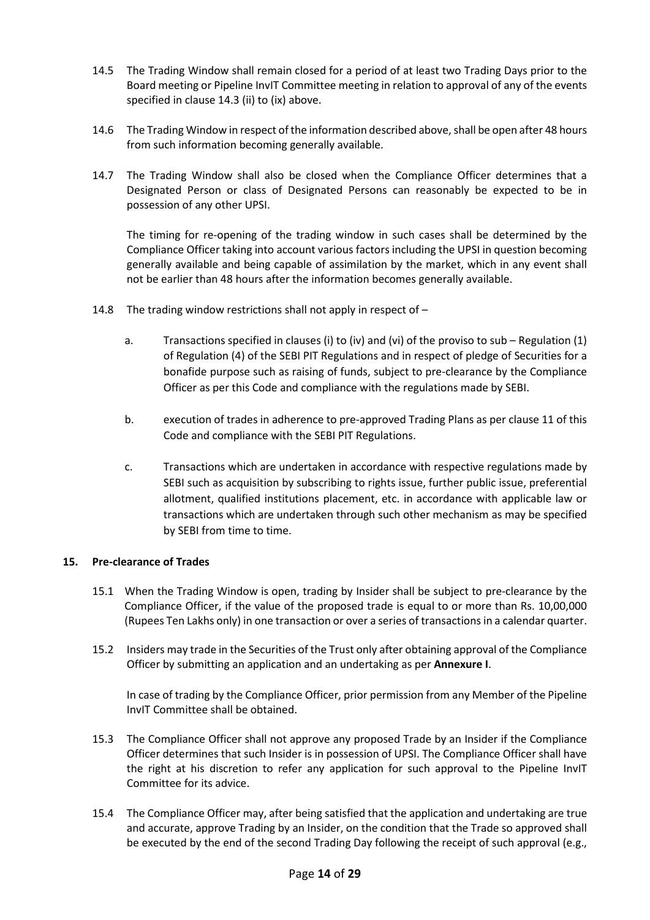14.5 The Trading Window shall remain closed for a period of at least two Trading Days prior to the Board meeting or Pipeline InvIT Committee meeting in relation to approval of any of the events specified in clause 14.3 (ii) to (ix) above.

14.6 The Trading Window in respect of the information described above, shall be open after 48 hours from such information becoming generally available.

14.7 The Trading Window shall also be closed when the Compliance Officer determines that a Designated Person or class of Designated Persons can reasonably be expected to be in possession of any other UPSI.

The timing for re-opening of the trading window in such cases shall be determined by the Compliance Officer taking into account various factors including the UPSI in question becoming generally available and being capable of assimilation by the market, which in any event shall not be earlier than 48 hours after the information becomes generally available.

14.8 The trading window restrictions shall not apply in respect of –

a. Transactions specified in clauses (i) to (iv) and (vi) of the proviso to sub – Regulation (1) of Regulation (4) of the SEBI PIT Regulations and in respect of pledge of Securities for a bonafide purpose such as raising of funds, subject to pre-clearance by the Compliance Officer as per this Code and compliance with the regulations made by SEBI.

b. execution of trades in adherence to pre-approved Trading Plans as per clause 11 of this Code and compliance with the SEBI PIT Regulations.

c. Transactions which are undertaken in accordance with respective regulations made by SEBI such as acquisition by subscribing to rights issue, further public issue, preferential allotment, qualified institutions placement, etc. in accordance with applicable law or transactions which are undertaken through such other mechanism as may be specified by SEBI from time to time.

## 15. Pre-clearance of Trades

15.1 When the Trading Window is open, trading by Insider shall be subject to pre-clearance by the Compliance Officer, if the value of the proposed trade is equal to or more than Rs. 10,00,000 (Rupees Ten Lakhs only) in one transaction or over a series of transactions in a calendar quarter.

15.2 Insiders may trade in the Securities of the Trust only after obtaining approval of the Compliance Officer by submitting an application and an undertaking as per **Annexure I**.

In case of trading by the Compliance Officer, prior permission from any Member of the Pipeline InvIT Committee shall be obtained.

15.3 The Compliance Officer shall not approve any proposed Trade by an Insider if the Compliance Officer determines that such Insider is in possession of UPSI. The Compliance Officer shall have the right at his discretion to refer any application for such approval to the Pipeline InvIT Committee for its advice.

15.4 The Compliance Officer may, after being satisfied that the application and undertaking are true and accurate, approve Trading by an Insider, on the condition that the Trade so approved shall be executed by the end of the second Trading Day following the receipt of such approval (e.g.,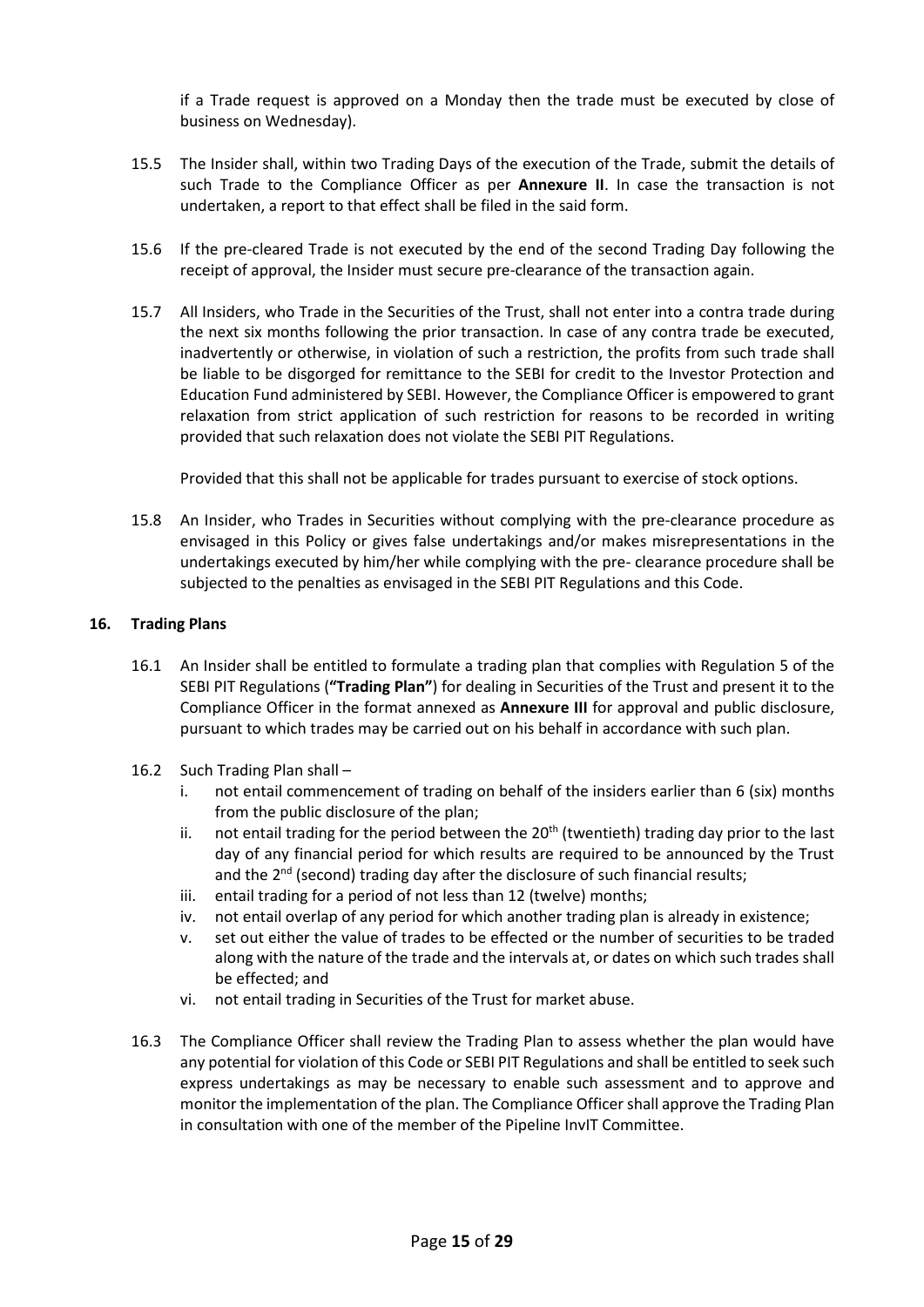if a Trade request is approved on a Monday then the trade must be executed by close of business on Wednesday).

15.5 The Insider shall, within two Trading Days of the execution of the Trade, submit the details of such Trade to the Compliance Officer as per **Annexure II**. In case the transaction is not undertaken, a report to that effect shall be filed in the said form.

15.6 If the pre-cleared Trade is not executed by the end of the second Trading Day following the receipt of approval, the Insider must secure pre-clearance of the transaction again.

15.7 All Insiders, who Trade in the Securities of the Trust, shall not enter into a contra trade during the next six months following the prior transaction. In case of any contra trade be executed, inadvertently or otherwise, in violation of such a restriction, the profits from such trade shall be liable to be disgorged for remittance to the SEBI for credit to the Investor Protection and Education Fund administered by SEBI. However, the Compliance Officer is empowered to grant relaxation from strict application of such restriction for reasons to be recorded in writing provided that such relaxation does not violate the SEBI PIT Regulations.

Provided that this shall not be applicable for trades pursuant to exercise of stock options.

15.8 An Insider, who Trades in Securities without complying with the pre-clearance procedure as envisaged in this Policy or gives false undertakings and/or makes misrepresentations in the undertakings executed by him/her while complying with the pre- clearance procedure shall be subjected to the penalties as envisaged in the SEBI PIT Regulations and this Code.

## 16. Trading Plans

16.1 An Insider shall be entitled to formulate a trading plan that complies with Regulation 5 of the SEBI PIT Regulations (**"Trading Plan"**) for dealing in Securities of the Trust and present it to the Compliance Officer in the format annexed as **Annexure III** for approval and public disclosure, pursuant to which trades may be carried out on his behalf in accordance with such plan.

16.2 Such Trading Plan shall –

i. not entail commencement of trading on behalf of the insiders earlier than 6 (six) months from the public disclosure of the plan;
ii. not entail trading for the period between the 20th (twentieth) trading day prior to the last day of any financial period for which results are required to be announced by the Trust and the 2nd (second) trading day after the disclosure of such financial results;
iii. entail trading for a period of not less than 12 (twelve) months;
iv. not entail overlap of any period for which another trading plan is already in existence;
v. set out either the value of trades to be effected or the number of securities to be traded along with the nature of the trade and the intervals at, or dates on which such trades shall be effected; and
vi. not entail trading in Securities of the Trust for market abuse.

16.3 The Compliance Officer shall review the Trading Plan to assess whether the plan would have any potential for violation of this Code or SEBI PIT Regulations and shall be entitled to seek such express undertakings as may be necessary to enable such assessment and to approve and monitor the implementation of the plan. The Compliance Officer shall approve the Trading Plan in consultation with one of the member of the Pipeline InvIT Committee.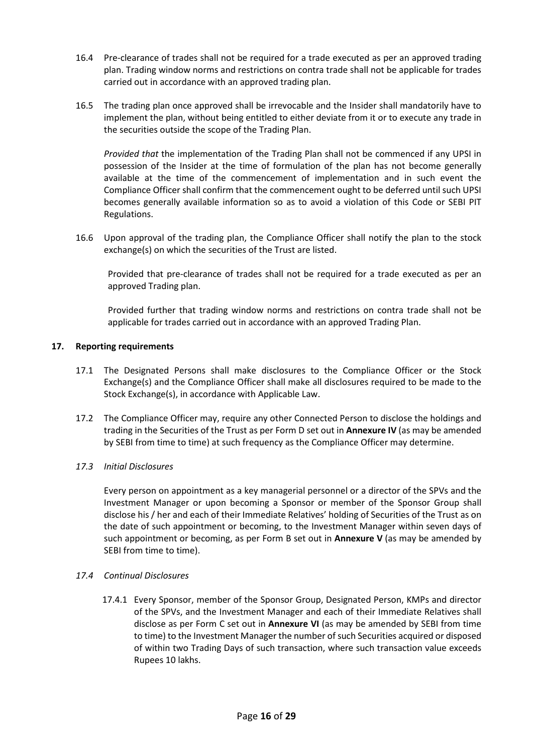16.4 Pre-clearance of trades shall not be required for a trade executed as per an approved trading plan. Trading window norms and restrictions on contra trade shall not be applicable for trades carried out in accordance with an approved trading plan.

16.5 The trading plan once approved shall be irrevocable and the Insider shall mandatorily have to implement the plan, without being entitled to either deviate from it or to execute any trade in the securities outside the scope of the Trading Plan.

*Provided that* the implementation of the Trading Plan shall not be commenced if any UPSI in possession of the Insider at the time of formulation of the plan has not become generally available at the time of the commencement of implementation and in such event the Compliance Officer shall confirm that the commencement ought to be deferred until such UPSI becomes generally available information so as to avoid a violation of this Code or SEBI PIT Regulations.

16.6 Upon approval of the trading plan, the Compliance Officer shall notify the plan to the stock exchange(s) on which the securities of the Trust are listed.

Provided that pre-clearance of trades shall not be required for a trade executed as per an approved Trading plan.

Provided further that trading window norms and restrictions on contra trade shall not be applicable for trades carried out in accordance with an approved Trading Plan.

## 17. Reporting requirements

17.1 The Designated Persons shall make disclosures to the Compliance Officer or the Stock Exchange(s) and the Compliance Officer shall make all disclosures required to be made to the Stock Exchange(s), in accordance with Applicable Law.

17.2 The Compliance Officer may, require any other Connected Person to disclose the holdings and trading in the Securities of the Trust as per Form D set out in **Annexure IV** (as may be amended by SEBI from time to time) at such frequency as the Compliance Officer may determine.

*17.3 Initial Disclosures*

Every person on appointment as a key managerial personnel or a director of the SPVs and the Investment Manager or upon becoming a Sponsor or member of the Sponsor Group shall disclose his / her and each of their Immediate Relatives' holding of Securities of the Trust as on the date of such appointment or becoming, to the Investment Manager within seven days of such appointment or becoming, as per Form B set out in **Annexure V** (as may be amended by SEBI from time to time).

*17.4 Continual Disclosures*

17.4.1 Every Sponsor, member of the Sponsor Group, Designated Person, KMPs and director of the SPVs, and the Investment Manager and each of their Immediate Relatives shall disclose as per Form C set out in **Annexure VI** (as may be amended by SEBI from time to time) to the Investment Manager the number of such Securities acquired or disposed of within two Trading Days of such transaction, where such transaction value exceeds Rupees 10 lakhs.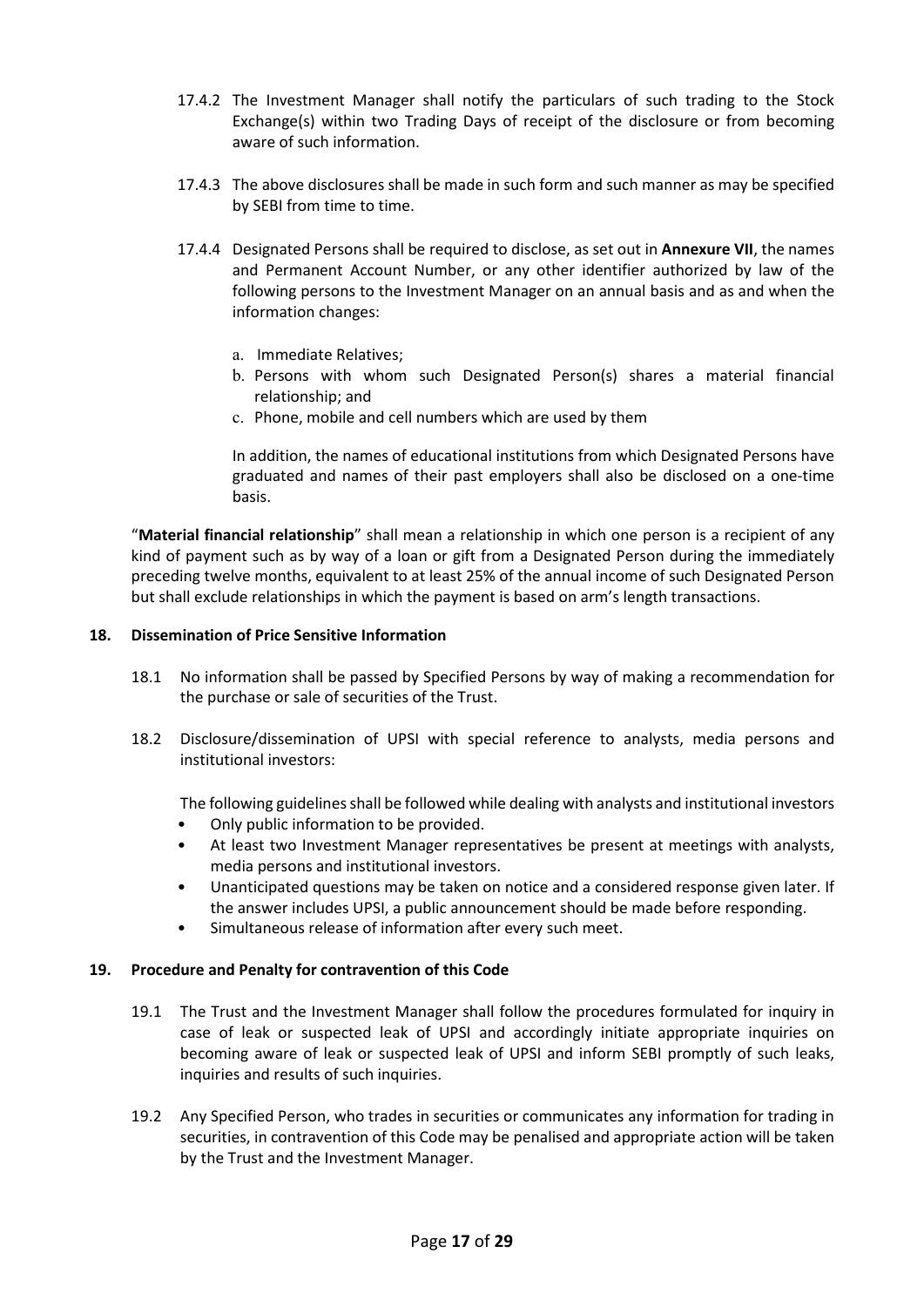17.4.2 The Investment Manager shall notify the particulars of such trading to the Stock Exchange(s) within two Trading Days of receipt of the disclosure or from becoming aware of such information.

17.4.3 The above disclosures shall be made in such form and such manner as may be specified by SEBI from time to time.

17.4.4 Designated Persons shall be required to disclose, as set out in **Annexure VII**, the names and Permanent Account Number, or any other identifier authorized by law of the following persons to the Investment Manager on an annual basis and as and when the information changes:

a. Immediate Relatives;
b. Persons with whom such Designated Person(s) shares a material financial relationship; and
c. Phone, mobile and cell numbers which are used by them

In addition, the names of educational institutions from which Designated Persons have graduated and names of their past employers shall also be disclosed on a one-time basis.

"**Material financial relationship**" shall mean a relationship in which one person is a recipient of any kind of payment such as by way of a loan or gift from a Designated Person during the immediately preceding twelve months, equivalent to at least 25% of the annual income of such Designated Person but shall exclude relationships in which the payment is based on arm's length transactions.

## 18. Dissemination of Price Sensitive Information

18.1 No information shall be passed by Specified Persons by way of making a recommendation for the purchase or sale of securities of the Trust.

18.2 Disclosure/dissemination of UPSI with special reference to analysts, media persons and institutional investors:

The following guidelines shall be followed while dealing with analysts and institutional investors

- Only public information to be provided.
- At least two Investment Manager representatives be present at meetings with analysts, media persons and institutional investors.
- Unanticipated questions may be taken on notice and a considered response given later. If the answer includes UPSI, a public announcement should be made before responding.
- Simultaneous release of information after every such meet.

## 19. Procedure and Penalty for contravention of this Code

19.1 The Trust and the Investment Manager shall follow the procedures formulated for inquiry in case of leak or suspected leak of UPSI and accordingly initiate appropriate inquiries on becoming aware of leak or suspected leak of UPSI and inform SEBI promptly of such leaks, inquiries and results of such inquiries.

19.2 Any Specified Person, who trades in securities or communicates any information for trading in securities, in contravention of this Code may be penalised and appropriate action will be taken by the Trust and the Investment Manager.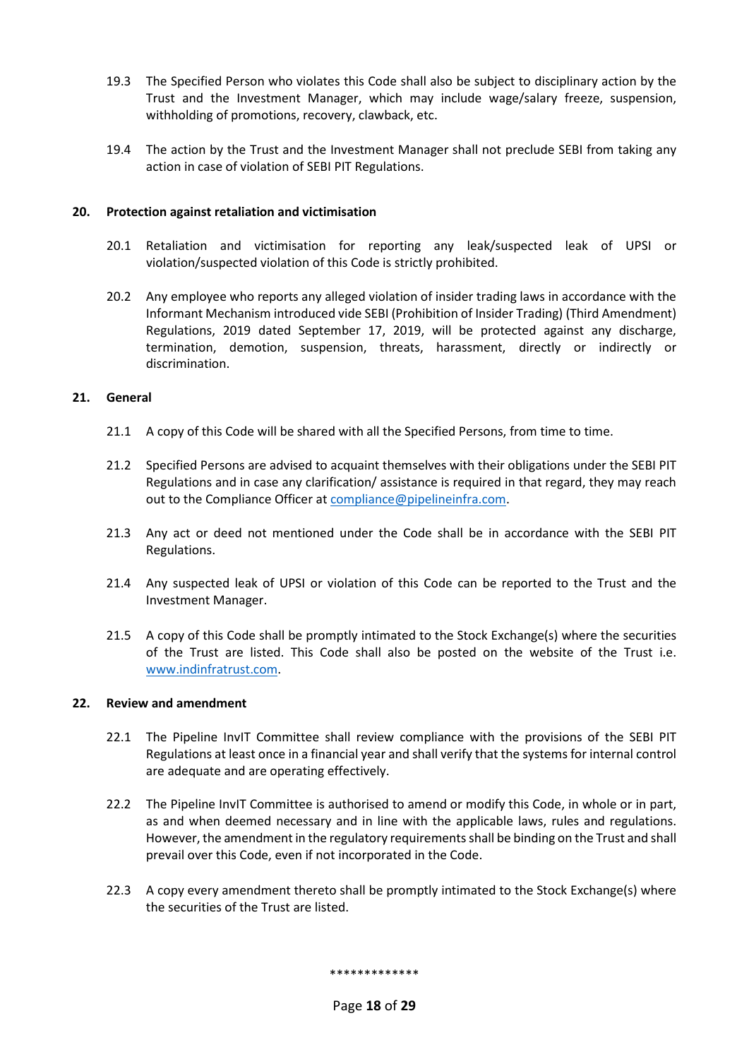19.3 The Specified Person who violates this Code shall also be subject to disciplinary action by the Trust and the Investment Manager, which may include wage/salary freeze, suspension, withholding of promotions, recovery, clawback, etc.

19.4 The action by the Trust and the Investment Manager shall not preclude SEBI from taking any action in case of violation of SEBI PIT Regulations.

## 20. Protection against retaliation and victimisation

20.1 Retaliation and victimisation for reporting any leak/suspected leak of UPSI or violation/suspected violation of this Code is strictly prohibited.

20.2 Any employee who reports any alleged violation of insider trading laws in accordance with the Informant Mechanism introduced vide SEBI (Prohibition of Insider Trading) (Third Amendment) Regulations, 2019 dated September 17, 2019, will be protected against any discharge, termination, demotion, suspension, threats, harassment, directly or indirectly or discrimination.

## 21. General

21.1 A copy of this Code will be shared with all the Specified Persons, from time to time.

21.2 Specified Persons are advised to acquaint themselves with their obligations under the SEBI PIT Regulations and in case any clarification/ assistance is required in that regard, they may reach out to the Compliance Officer at compliance@pipelineinfra.com.

21.3 Any act or deed not mentioned under the Code shall be in accordance with the SEBI PIT Regulations.

21.4 Any suspected leak of UPSI or violation of this Code can be reported to the Trust and the Investment Manager.

21.5 A copy of this Code shall be promptly intimated to the Stock Exchange(s) where the securities of the Trust are listed. This Code shall also be posted on the website of the Trust i.e. www.indinfratrust.com.

## 22. Review and amendment

22.1 The Pipeline InvIT Committee shall review compliance with the provisions of the SEBI PIT Regulations at least once in a financial year and shall verify that the systems for internal control are adequate and are operating effectively.

22.2 The Pipeline InvIT Committee is authorised to amend or modify this Code, in whole or in part, as and when deemed necessary and in line with the applicable laws, rules and regulations. However, the amendment in the regulatory requirements shall be binding on the Trust and shall prevail over this Code, even if not incorporated in the Code.

22.3 A copy every amendment thereto shall be promptly intimated to the Stock Exchange(s) where the securities of the Trust are listed.

*************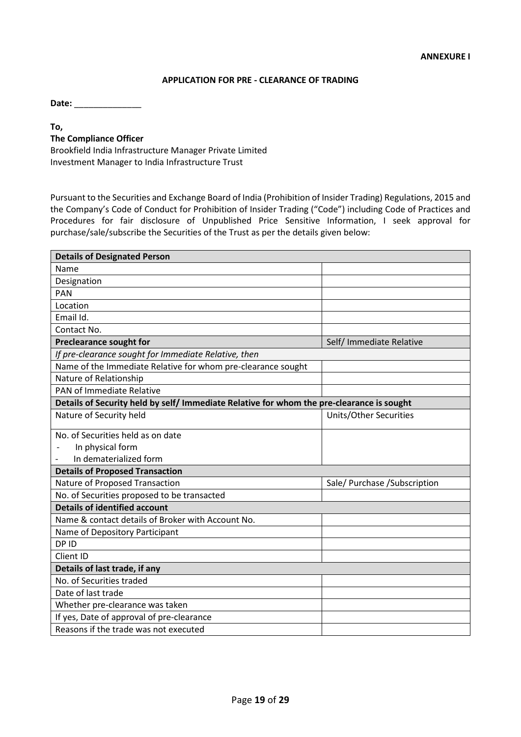**ANNEXURE I**

**APPLICATION FOR PRE - CLEARANCE OF TRADING**

**Date:** ______________

**To,**
**The Compliance Officer**
Brookfield India Infrastructure Manager Private Limited
Investment Manager to India Infrastructure Trust

Pursuant to the Securities and Exchange Board of India (Prohibition of Insider Trading) Regulations, 2015 and the Company's Code of Conduct for Prohibition of Insider Trading ("Code") including Code of Practices and Procedures for fair disclosure of Unpublished Price Sensitive Information, I seek approval for purchase/sale/subscribe the Securities of the Trust as per the details given below:

| **Details of Designated Person** | |
|---|---|
| Name | |
| Designation | |
| PAN | |
| Location | |
| Email Id. | |
| Contact No. | |
| **Preclearance sought for** | Self/ Immediate Relative |
| *If pre-clearance sought for Immediate Relative, then* | |
| Name of the Immediate Relative for whom pre-clearance sought | |
| Nature of Relationship | |
| PAN of Immediate Relative | |
| **Details of Security held by self/ Immediate Relative for whom the pre-clearance is sought** | |
| Nature of Security held | Units/Other Securities |
| No. of Securities held as on date<br>- In physical form<br>- In dematerialized form | |
| **Details of Proposed Transaction** | |
| Nature of Proposed Transaction | Sale/ Purchase /Subscription |
| No. of Securities proposed to be transacted | |
| **Details of identified account** | |
| Name & contact details of Broker with Account No. | |
| Name of Depository Participant | |
| DP ID | |
| Client ID | |
| **Details of last trade, if any** | |
| No. of Securities traded | |
| Date of last trade | |
| Whether pre-clearance was taken | |
| If yes, Date of approval of pre-clearance | |
| Reasons if the trade was not executed | |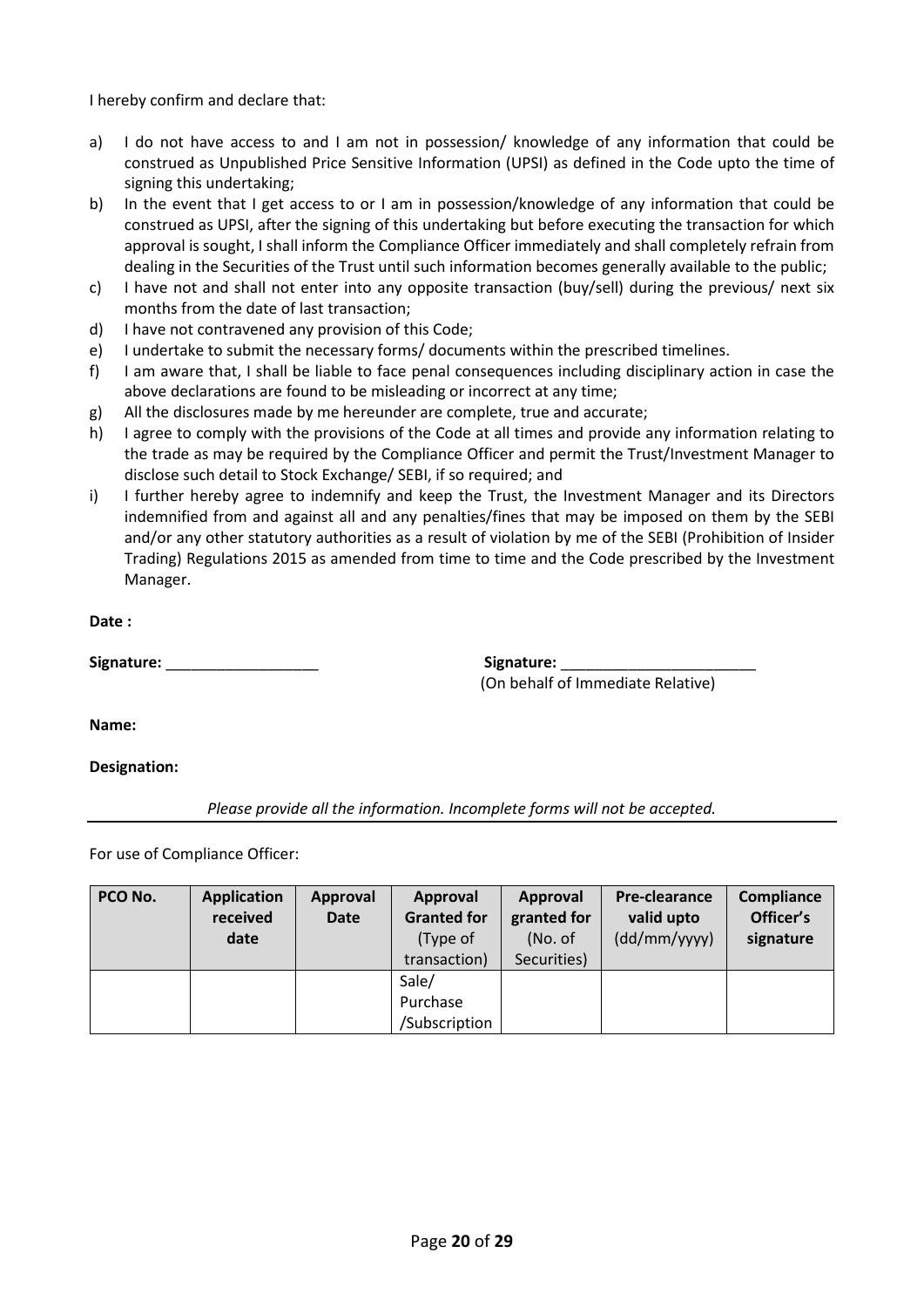I hereby confirm and declare that:

a) I do not have access to and I am not in possession/ knowledge of any information that could be construed as Unpublished Price Sensitive Information (UPSI) as defined in the Code upto the time of signing this undertaking;
b) In the event that I get access to or I am in possession/knowledge of any information that could be construed as UPSI, after the signing of this undertaking but before executing the transaction for which approval is sought, I shall inform the Compliance Officer immediately and shall completely refrain from dealing in the Securities of the Trust until such information becomes generally available to the public;
c) I have not and shall not enter into any opposite transaction (buy/sell) during the previous/ next six months from the date of last transaction;
d) I have not contravened any provision of this Code;
e) I undertake to submit the necessary forms/ documents within the prescribed timelines.
f) I am aware that, I shall be liable to face penal consequences including disciplinary action in case the above declarations are found to be misleading or incorrect at any time;
g) All the disclosures made by me hereunder are complete, true and accurate;
h) I agree to comply with the provisions of the Code at all times and provide any information relating to the trade as may be required by the Compliance Officer and permit the Trust/Investment Manager to disclose such detail to Stock Exchange/ SEBI, if so required; and
i) I further hereby agree to indemnify and keep the Trust, the Investment Manager and its Directors indemnified from and against all and any penalties/fines that may be imposed on them by the SEBI and/or any other statutory authorities as a result of violation by me of the SEBI (Prohibition of Insider Trading) Regulations 2015 as amended from time to time and the Code prescribed by the Investment Manager.

**Date :**

**Signature:** __________________ **Signature:** _______________________
(On behalf of Immediate Relative)

**Name:**

**Designation:**

*Please provide all the information. Incomplete forms will not be accepted.*

---

For use of Compliance Officer:

| **PCO No.** | **Application received date** | **Approval Date** | **Approval Granted for** (Type of transaction) | **Approval granted for** (No. of Securities) | **Pre-clearance valid upto** (dd/mm/yyyy) | **Compliance Officer's signature** |
|---|---|---|---|---|---|---|
| | | | Sale/ Purchase /Subscription | | | |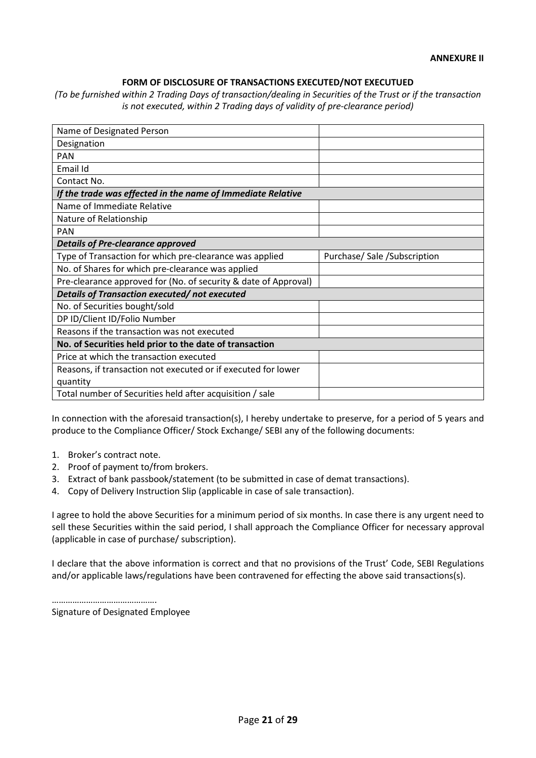**ANNEXURE II**

**FORM OF DISCLOSURE OF TRANSACTIONS EXECUTED/NOT EXECUTUED**

*(To be furnished within 2 Trading Days of transaction/dealing in Securities of the Trust or if the transaction is not executed, within 2 Trading days of validity of pre-clearance period)*

| | |
|---|---|
| Name of Designated Person | |
| Designation | |
| PAN | |
| Email Id | |
| Contact No. | |
| ***If the trade was effected in the name of Immediate Relative*** | |
| Name of Immediate Relative | |
| Nature of Relationship | |
| PAN | |
| ***Details of Pre-clearance approved*** | |
| Type of Transaction for which pre-clearance was applied | Purchase/ Sale /Subscription |
| No. of Shares for which pre-clearance was applied | |
| Pre-clearance approved for (No. of security & date of Approval) | |
| ***Details of Transaction executed/ not executed*** | |
| No. of Securities bought/sold | |
| DP ID/Client ID/Folio Number | |
| Reasons if the transaction was not executed | |
| **No. of Securities held prior to the date of transaction** | |
| Price at which the transaction executed | |
| Reasons, if transaction not executed or if executed for lower quantity | |
| Total number of Securities held after acquisition / sale | |

In connection with the aforesaid transaction(s), I hereby undertake to preserve, for a period of 5 years and produce to the Compliance Officer/ Stock Exchange/ SEBI any of the following documents:

1. Broker's contract note.
2. Proof of payment to/from brokers.
3. Extract of bank passbook/statement (to be submitted in case of demat transactions).
4. Copy of Delivery Instruction Slip (applicable in case of sale transaction).

I agree to hold the above Securities for a minimum period of six months. In case there is any urgent need to sell these Securities within the said period, I shall approach the Compliance Officer for necessary approval (applicable in case of purchase/ subscription).

I declare that the above information is correct and that no provisions of the Trust' Code, SEBI Regulations and/or applicable laws/regulations have been contravened for effecting the above said transactions(s).

……………………………………….
Signature of Designated Employee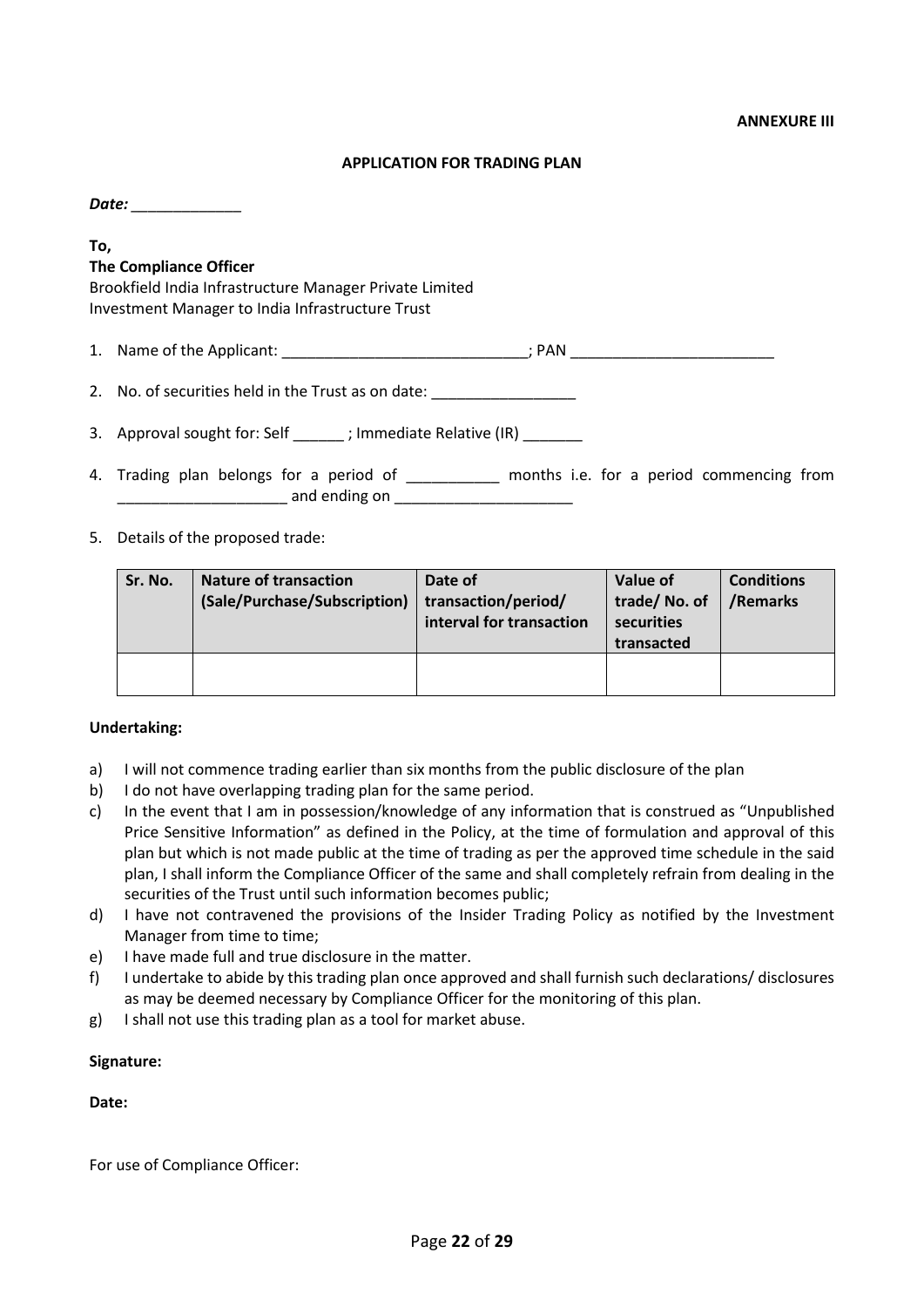**ANNEXURE III**

**APPLICATION FOR TRADING PLAN**

***Date:*** _____________

**To,**
**The Compliance Officer**
Brookfield India Infrastructure Manager Private Limited
Investment Manager to India Infrastructure Trust

1. Name of the Applicant: _____________________________; PAN ________________________
2. No. of securities held in the Trust as on date: _________________
3. Approval sought for: Self ______ ; Immediate Relative (IR) _______
4. Trading plan belongs for a period of ___________ months i.e. for a period commencing from ____________________ and ending on _____________________
5. Details of the proposed trade:

| Sr. No. | Nature of transaction (Sale/Purchase/Subscription) | Date of transaction/period/ interval for transaction | Value of trade/ No. of securities transacted | Conditions /Remarks |
|---|---|---|---|---|
| | | | | |

**Undertaking:**

a) I will not commence trading earlier than six months from the public disclosure of the plan
b) I do not have overlapping trading plan for the same period.
c) In the event that I am in possession/knowledge of any information that is construed as "Unpublished Price Sensitive Information" as defined in the Policy, at the time of formulation and approval of this plan but which is not made public at the time of trading as per the approved time schedule in the said plan, I shall inform the Compliance Officer of the same and shall completely refrain from dealing in the securities of the Trust until such information becomes public;
d) I have not contravened the provisions of the Insider Trading Policy as notified by the Investment Manager from time to time;
e) I have made full and true disclosure in the matter.
f) I undertake to abide by this trading plan once approved and shall furnish such declarations/ disclosures as may be deemed necessary by Compliance Officer for the monitoring of this plan.
g) I shall not use this trading plan as a tool for market abuse.

**Signature:**

**Date:**

For use of Compliance Officer: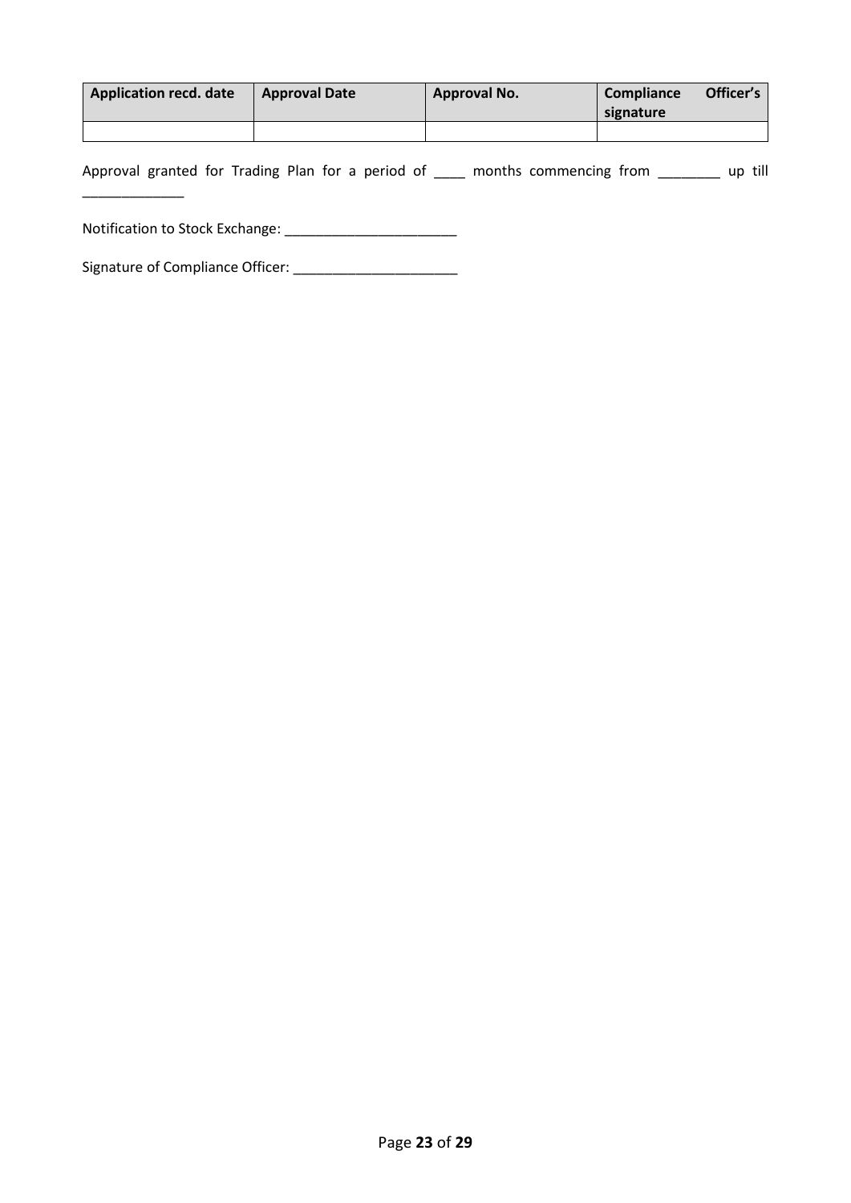| Application recd. date | Approval Date | Approval No. | Compliance Officer's signature |
| --- | --- | --- | --- |
| | | | |

Approval granted for Trading Plan for a period of ____ months commencing from ________ up till _____________

Notification to Stock Exchange: ______________________

Signature of Compliance Officer: _____________________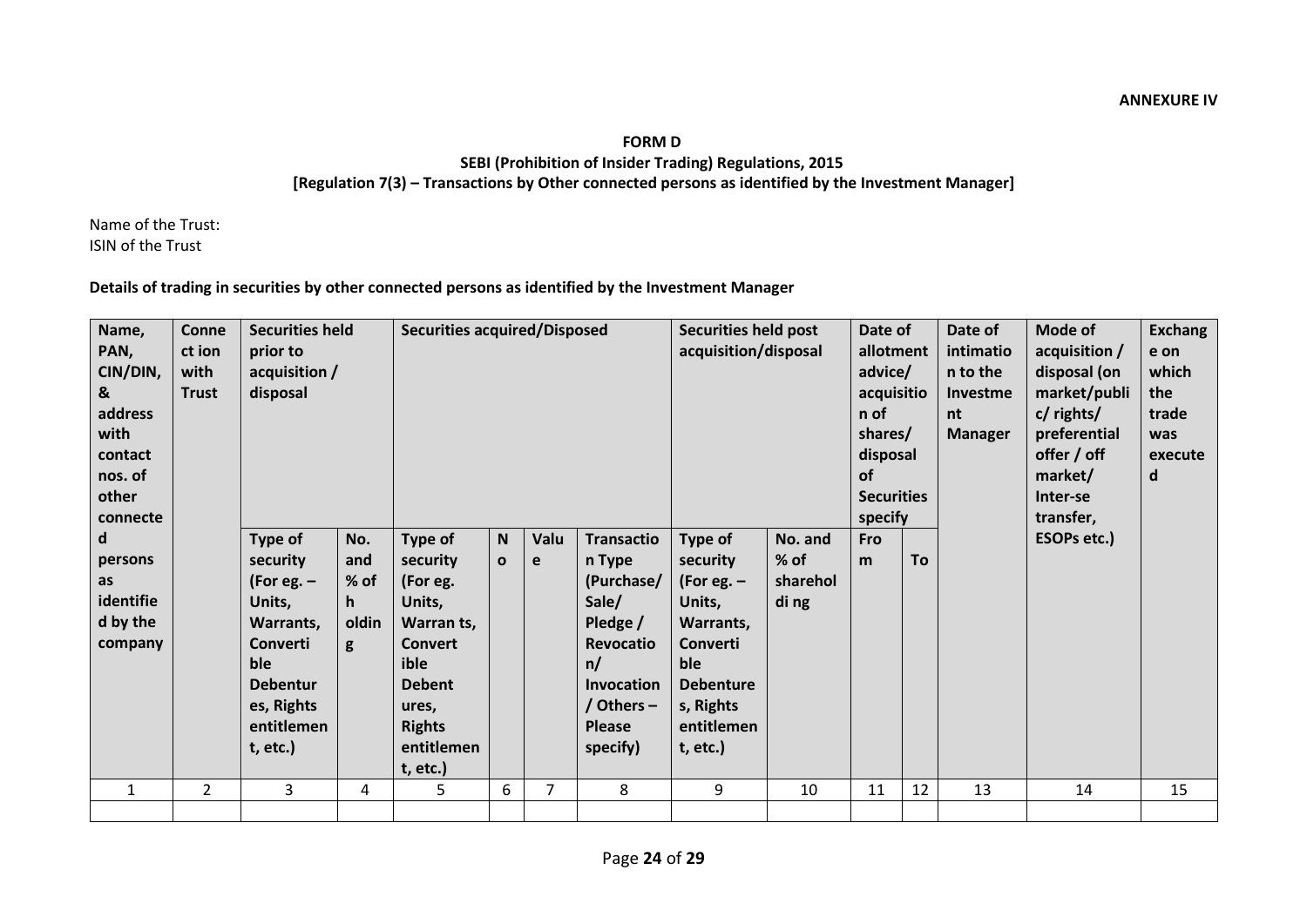**ANNEXURE IV**

**FORM D**
**SEBI (Prohibition of Insider Trading) Regulations, 2015**
**[Regulation 7(3) – Transactions by Other connected persons as identified by the Investment Manager]**

Name of the Trust:
ISIN of the Trust

**Details of trading in securities by other connected persons as identified by the Investment Manager**

| Name, PAN, CIN/DIN, & address with contact nos. of other connected persons as identified by the company | Connection with Trust | Securities held prior to acquisition / disposal | | Securities acquired/Disposed | | | | Securities held post acquisition/disposal | | Date of allotment advice/ acquisition of shares/ disposal of Securities specify | | Date of intimation to the Investment Manager | Mode of acquisition / disposal (on market/public/ rights/ preferential offer / off market/ Inter-se transfer, ESOPs etc.) | Exchange on which the trade was executed |
|---|---|---|---|---|---|---|---|---|---|---|---|---|---|---|
| | | Type of security (For eg. – Units, Warrants, Convertible Debentures, Rights entitlement, etc.) | No. and % of holding | Type of security (For eg. Units, Warrants, Convertible Debentures, Rights entitlement, etc.) | No | Value | Transaction Type (Purchase/ Sale/ Pledge / Revocation/ Invocation / Others – Please specify) | Type of security (For eg. – Units, Warrants, Convertible Debentures, Rights entitlement, etc.) | No. and % of shareholding | From | To | | | |
| 1 | 2 | 3 | 4 | 5 | 6 | 7 | 8 | 9 | 10 | 11 | 12 | 13 | 14 | 15 |
| | | | | | | | | | | | | | | |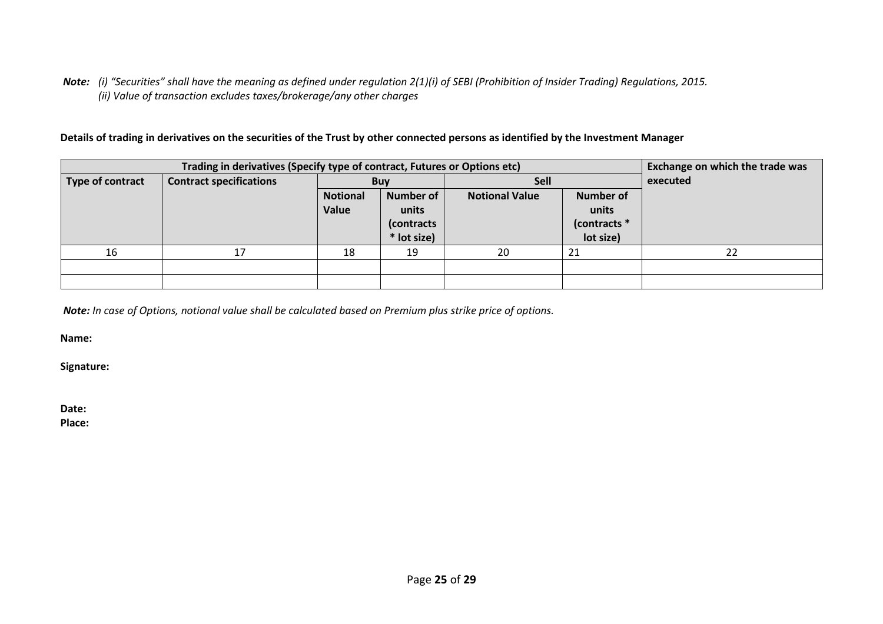***Note:*** *(i) "Securities" shall have the meaning as defined under regulation 2(1)(i) of SEBI (Prohibition of Insider Trading) Regulations, 2015.*
*(ii) Value of transaction excludes taxes/brokerage/any other charges*

**Details of trading in derivatives on the securities of the Trust by other connected persons as identified by the Investment Manager**

| Trading in derivatives (Specify type of contract, Futures or Options etc) | | | | | | Exchange on which the trade was executed |
|---|---|---|---|---|---|---|
| Type of contract | Contract specifications | Buy | | Sell | | |
| | | Notional Value | Number of units (contracts * lot size) | Notional Value | Number of units (contracts * lot size) | |
| 16 | 17 | 18 | 19 | 20 | 21 | 22 |
| | | | | | | |
| | | | | | | |

***Note:*** *In case of Options, notional value shall be calculated based on Premium plus strike price of options.*

**Name:**

**Signature:**

**Date:**
**Place:**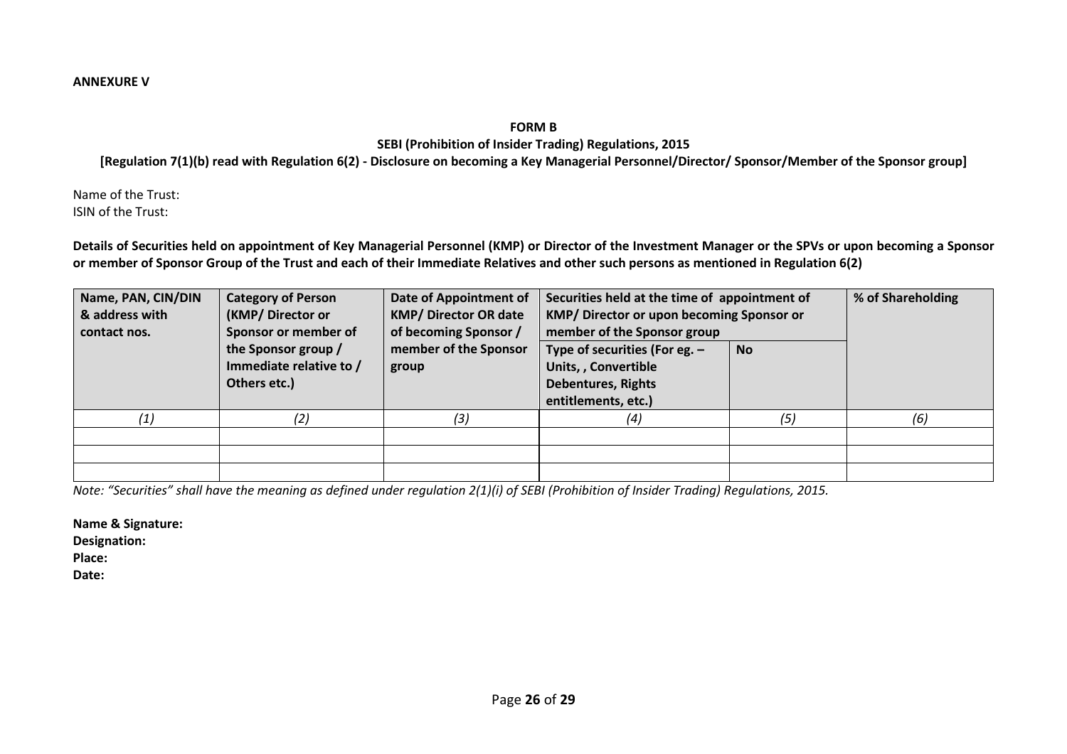**ANNEXURE V**

**FORM B**

**SEBI (Prohibition of Insider Trading) Regulations, 2015**

**[Regulation 7(1)(b) read with Regulation 6(2) - Disclosure on becoming a Key Managerial Personnel/Director/ Sponsor/Member of the Sponsor group]**

Name of the Trust:
ISIN of the Trust:

**Details of Securities held on appointment of Key Managerial Personnel (KMP) or Director of the Investment Manager or the SPVs or upon becoming a Sponsor or member of Sponsor Group of the Trust and each of their Immediate Relatives and other such persons as mentioned in Regulation 6(2)**

| Name, PAN, CIN/DIN & address with contact nos. | Category of Person (KMP/ Director or Sponsor or member of the Sponsor group / Immediate relative to / Others etc.) | Date of Appointment of KMP/ Director OR date of becoming Sponsor / member of the Sponsor group | Securities held at the time of appointment of KMP/ Director or upon becoming Sponsor or member of the Sponsor group | | % of Shareholding |
|---|---|---|---|---|---|
| | | | Type of securities (For eg. – Units, , Convertible Debentures, Rights entitlements, etc.) | No | |
| *(1)* | *(2)* | *(3)* | *(4)* | *(5)* | *(6)* |
| | | | | | |
| | | | | | |
| | | | | | |

*Note: "Securities" shall have the meaning as defined under regulation 2(1)(i) of SEBI (Prohibition of Insider Trading) Regulations, 2015.*

**Name & Signature:**
**Designation:**
**Place:**
**Date:**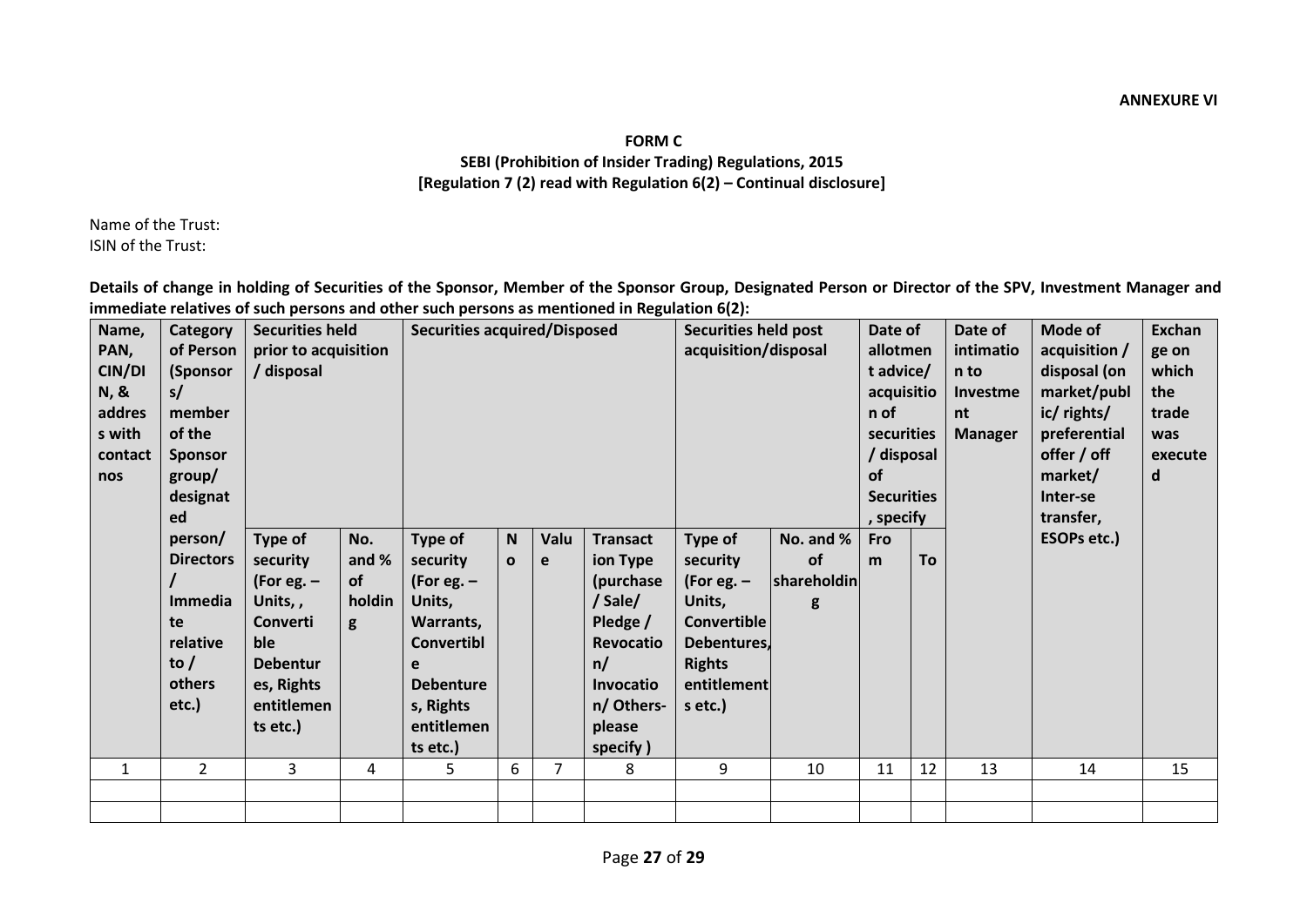**ANNEXURE VI**

# FORM C
## SEBI (Prohibition of Insider Trading) Regulations, 2015
### [Regulation 7 (2) read with Regulation 6(2) – Continual disclosure]

Name of the Trust:
ISIN of the Trust:

**Details of change in holding of Securities of the Sponsor, Member of the Sponsor Group, Designated Person or Director of the SPV, Investment Manager and immediate relatives of such persons and other such persons as mentioned in Regulation 6(2):**

| Name, PAN, CIN/DIN, & address with contact nos | Category of Person (Sponsors/ member of the Sponsor group/ designated person/ Directors / Immediate relative to / others etc.) | Securities held prior to acquisition / disposal | | Securities acquired/Disposed | | | | Securities held post acquisition/disposal | | Date of allotment advice/ acquisition of securities / disposal of Securities, specify | | Date of intimation to Investment Manager | Mode of acquisition / disposal (on market/public/ rights/ preferential offer / off market/ Inter-se transfer, ESOPs etc.) | Exchange on which the trade was executed |
|---|---|---|---|---|---|---|---|---|---|---|---|---|---|---|
| | | Type of security (For eg. – Units, , Convertible Debentures, Rights entitlements etc.) | No. and % of holding | Type of security (For eg. – Units, Warrants, Convertible Debentures, Rights entitlements etc.) | No | Value | Transaction Type (purchase / Sale/ Pledge / Revocation/ Invocation/ Others- please specify ) | Type of security (For eg. – Units, Convertible Debentures, Rights entitlements etc.) | No. and % of shareholding | From | To | | | |
| 1 | 2 | 3 | 4 | 5 | 6 | 7 | 8 | 9 | 10 | 11 | 12 | 13 | 14 | 15 |
| | | | | | | | | | | | | | | |
| | | | | | | | | | | | | | | |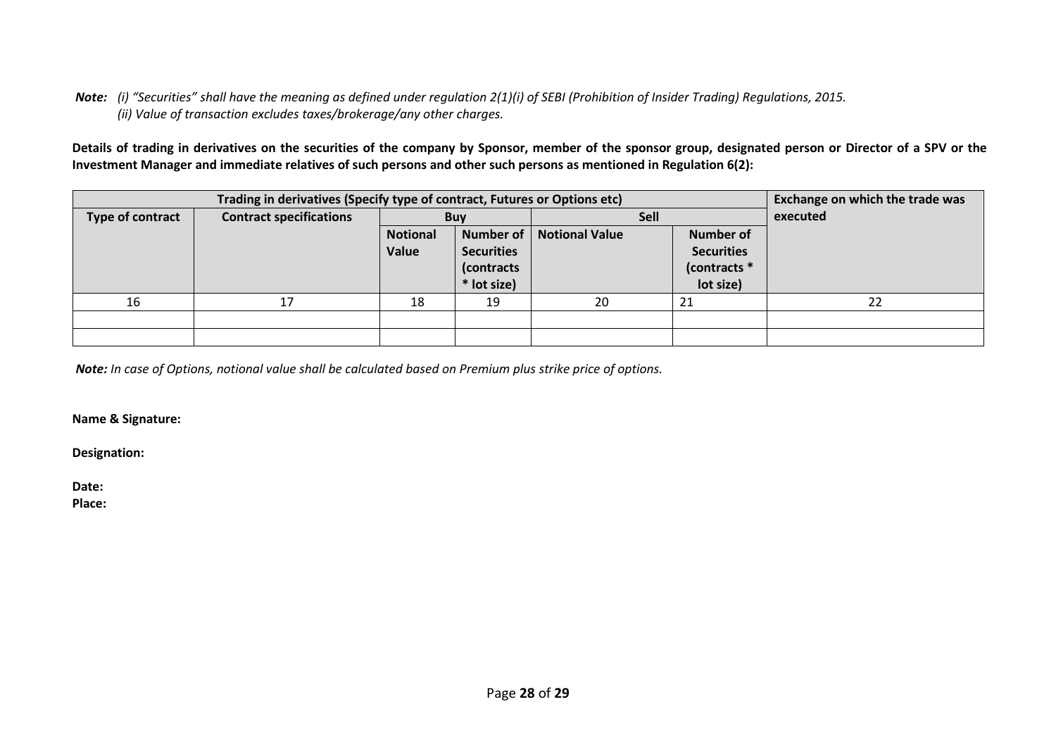***Note:*** *(i) "Securities" shall have the meaning as defined under regulation 2(1)(i) of SEBI (Prohibition of Insider Trading) Regulations, 2015.*
*(ii) Value of transaction excludes taxes/brokerage/any other charges.*

**Details of trading in derivatives on the securities of the company by Sponsor, member of the sponsor group, designated person or Director of a SPV or the Investment Manager and immediate relatives of such persons and other such persons as mentioned in Regulation 6(2):**

| Trading in derivatives (Specify type of contract, Futures or Options etc) | | | | | | Exchange on which the trade was executed |
|---|---|---|---|---|---|---|
| Type of contract | Contract specifications | Buy | | Sell | | |
| | | Notional Value | Number of Securities (contracts * lot size) | Notional Value | Number of Securities (contracts * lot size) | |
| 16 | 17 | 18 | 19 | 20 | 21 | 22 |
| | | | | | | |
| | | | | | | |

***Note:*** *In case of Options, notional value shall be calculated based on Premium plus strike price of options.*

**Name & Signature:**

**Designation:**

**Date:**
**Place:**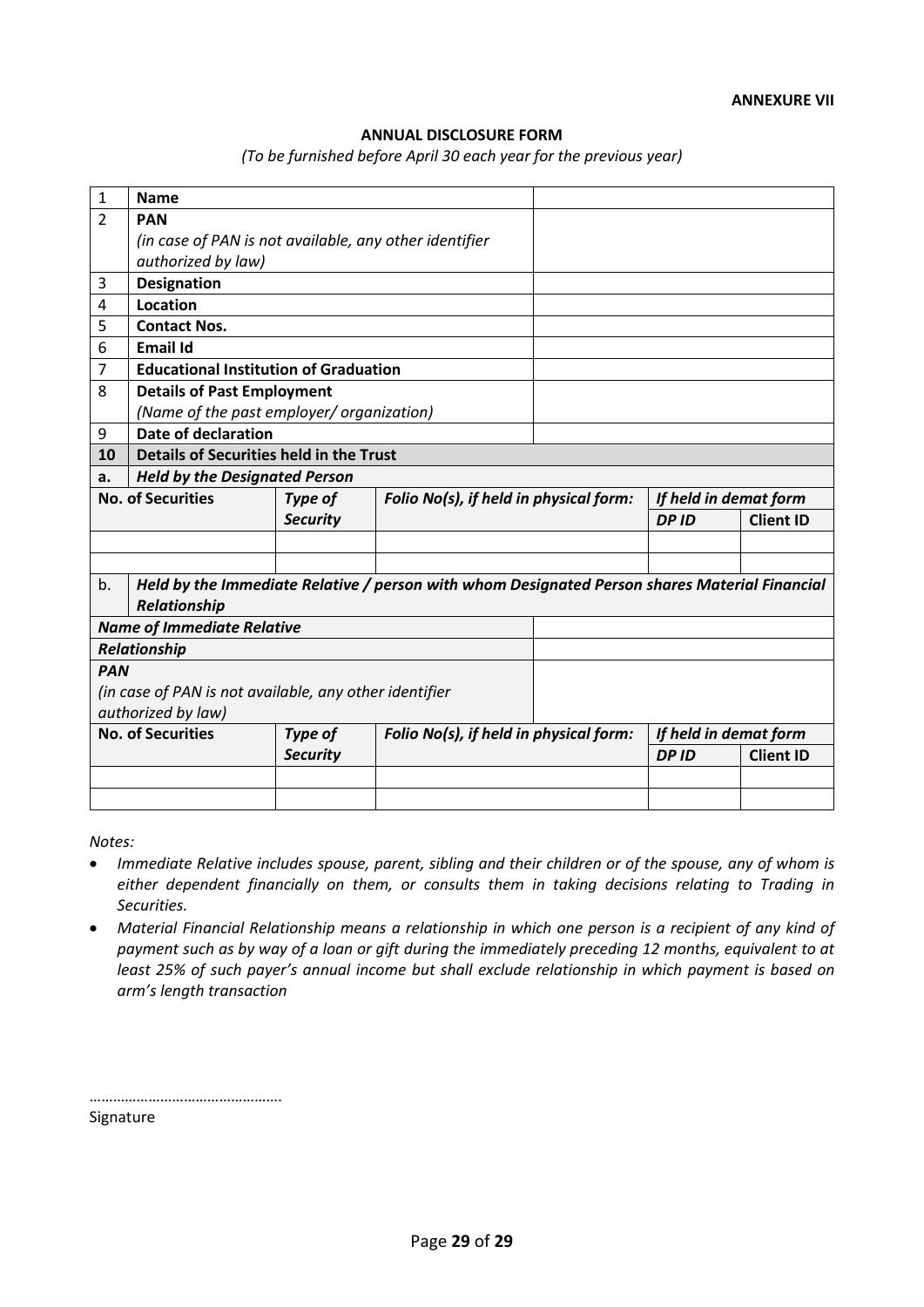**ANNEXURE VII**

**ANNUAL DISCLOSURE FORM**

*(To be furnished before April 30 each year for the previous year)*

| | | |
|---|---|---|
| 1 | **Name** | |
| 2 | **PAN** *(in case of PAN is not available, any other identifier authorized by law)* | |
| 3 | **Designation** | |
| 4 | **Location** | |
| 5 | **Contact Nos.** | |
| 6 | **Email Id** | |
| 7 | **Educational Institution of Graduation** | |
| 8 | **Details of Past Employment** *(Name of the past employer/ organization)* | |
| 9 | **Date of declaration** | |
| **10** | **Details of Securities held in the Trust** | |
| **a.** | ***Held by the Designated Person*** | |

| ***No. of Securities*** | ***Type of Security*** | ***Folio No(s), if held in physical form:*** | ***If held in demat form*** | |
|---|---|---|---|---|
| | | | ***DP ID*** | ***Client ID*** |
| | | | | |
| | | | | |

**b.** ***Held by the Immediate Relative / person with whom Designated Person shares Material Financial Relationship***

| | |
|---|---|
| ***Name of Immediate Relative*** | |
| ***Relationship*** | |
| ***PAN*** *(in case of PAN is not available, any other identifier authorized by law)* | |

| ***No. of Securities*** | ***Type of Security*** | ***Folio No(s), if held in physical form:*** | ***If held in demat form*** | |
|---|---|---|---|---|
| | | | ***DP ID*** | ***Client ID*** |
| | | | | |
| | | | | |

*Notes:*

- *Immediate Relative includes spouse, parent, sibling and their children or of the spouse, any of whom is either dependent financially on them, or consults them in taking decisions relating to Trading in Securities.*
- *Material Financial Relationship means a relationship in which one person is a recipient of any kind of payment such as by way of a loan or gift during the immediately preceding 12 months, equivalent to at least 25% of such payer's annual income but shall exclude relationship in which payment is based on arm's length transaction*

………………………………………..
Signature